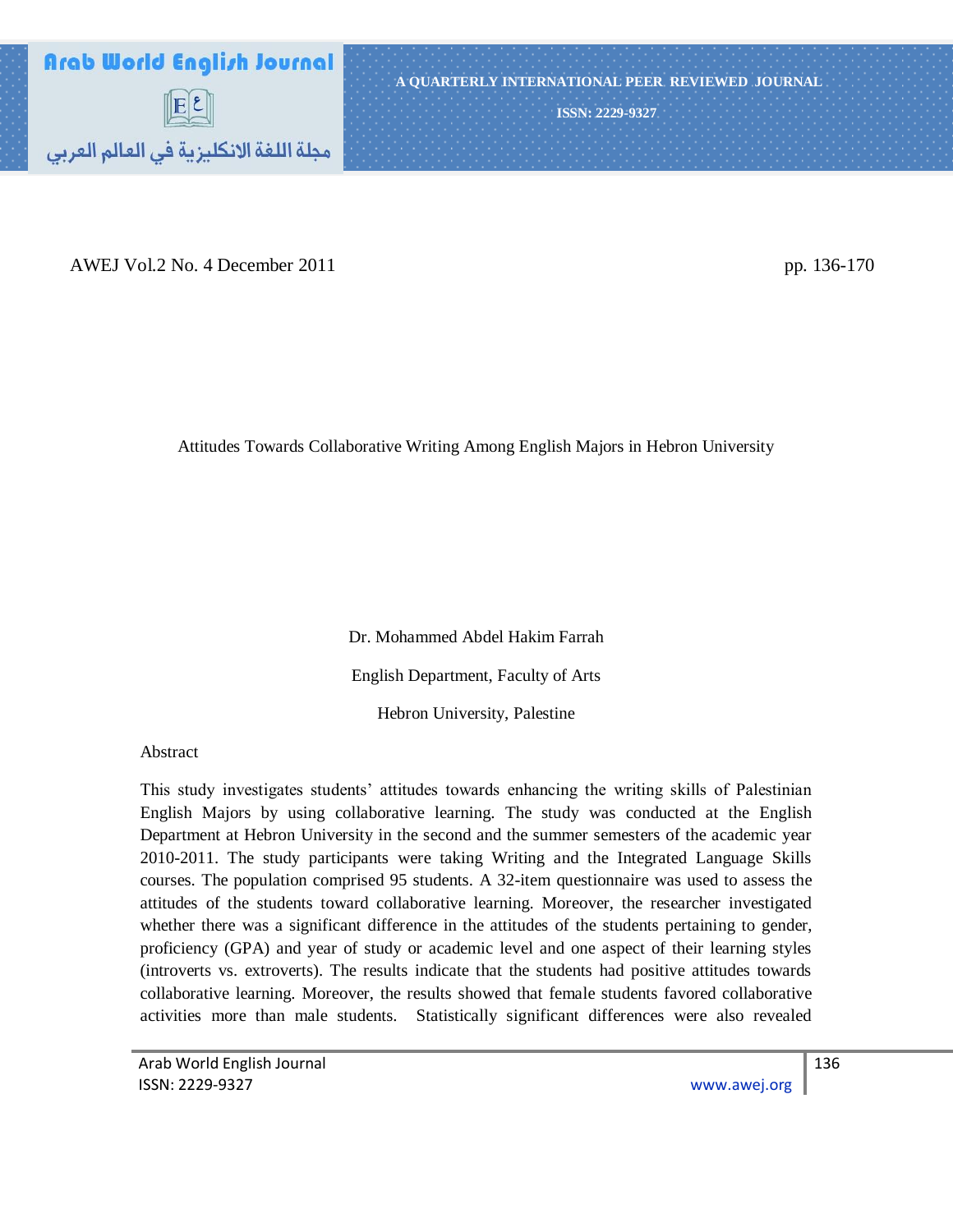# Attitudes Towards Collaborative Writing Among English Majors in Hebron University

Dr. Mohammed Abdel Hakim Farrah

English Department, Faculty of Arts

Hebron University, Palestine

## Abstract

This study investigates students' attitudes towards enhancing the writing skills of Palestinian English Majors by using collaborative learning. The study was conducted at the English Department at Hebron University in the second and the summer semesters of the academic year 2010-2011. The study participants were taking Writing and the Integrated Language Skills courses. The population comprised 95 students. A 32-item questionnaire was used to assess the attitudes of the students toward collaborative learning. Moreover, the researcher investigated whether there was a significant difference in the attitudes of the students pertaining to gender, proficiency (GPA) and year of study or academic level and one aspect of their learning styles (introverts vs. extroverts). The results indicate that the students had positive attitudes towards collaborative learning. Moreover, the results showed that female students favored collaborative activities more than male students. Statistically significant differences were also revealed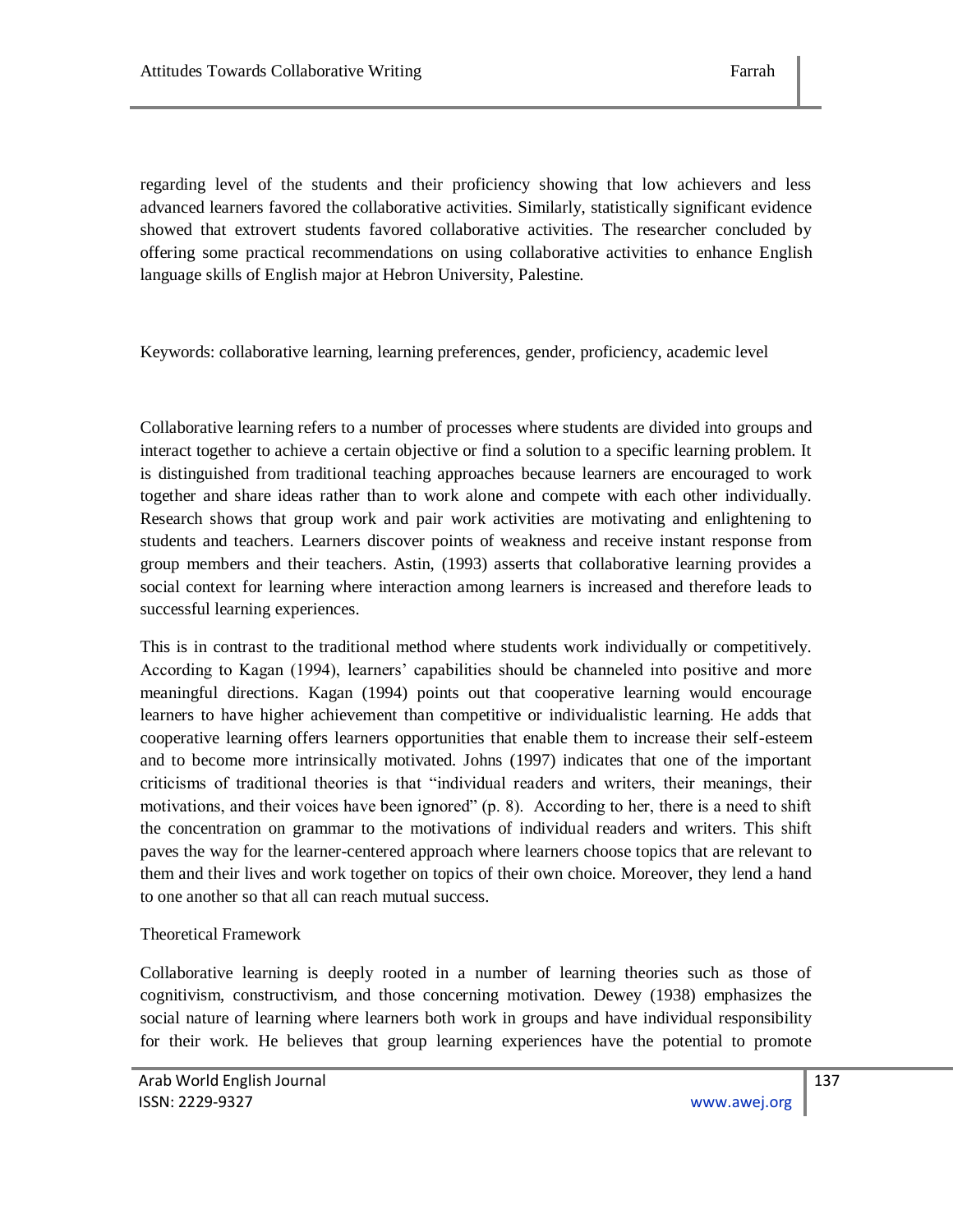regarding level of the students and their proficiency showing that low achievers and less advanced learners favored the collaborative activities. Similarly, statistically significant evidence showed that extrovert students favored collaborative activities. The researcher concluded by offering some practical recommendations on using collaborative activities to enhance English language skills of English major at Hebron University, Palestine.

Keywords: collaborative learning, learning preferences, gender, proficiency, academic level

Collaborative learning refers to a number of processes where students are divided into groups and interact together to achieve a certain objective or find a solution to a specific learning problem. It is distinguished from traditional teaching approaches because learners are encouraged to work together and share ideas rather than to work alone and compete with each other individually. Research shows that group work and pair work activities are motivating and enlightening to students and teachers. Learners discover points of weakness and receive instant response from group members and their teachers. Astin, (1993) asserts that collaborative learning provides a social context for learning where interaction among learners is increased and therefore leads to successful learning experiences.

This is in contrast to the traditional method where students work individually or competitively. According to Kagan (1994), learners' capabilities should be channeled into positive and more meaningful directions. Kagan (1994) points out that cooperative learning would encourage learners to have higher achievement than competitive or individualistic learning. He adds that cooperative learning offers learners opportunities that enable them to increase their self-esteem and to become more intrinsically motivated. Johns (1997) indicates that one of the important criticisms of traditional theories is that "individual readers and writers, their meanings, their motivations, and their voices have been ignored" (p. 8). According to her, there is a need to shift the concentration on grammar to the motivations of individual readers and writers. This shift paves the way for the learner-centered approach where learners choose topics that are relevant to them and their lives and work together on topics of their own choice. Moreover, they lend a hand to one another so that all can reach mutual success.

## Theoretical Framework

Collaborative learning is deeply rooted in a number of learning theories such as those of cognitivism, constructivism, and those concerning motivation. Dewey (1938) emphasizes the social nature of learning where learners both work in groups and have individual responsibility for their work. He believes that group learning experiences have the potential to promote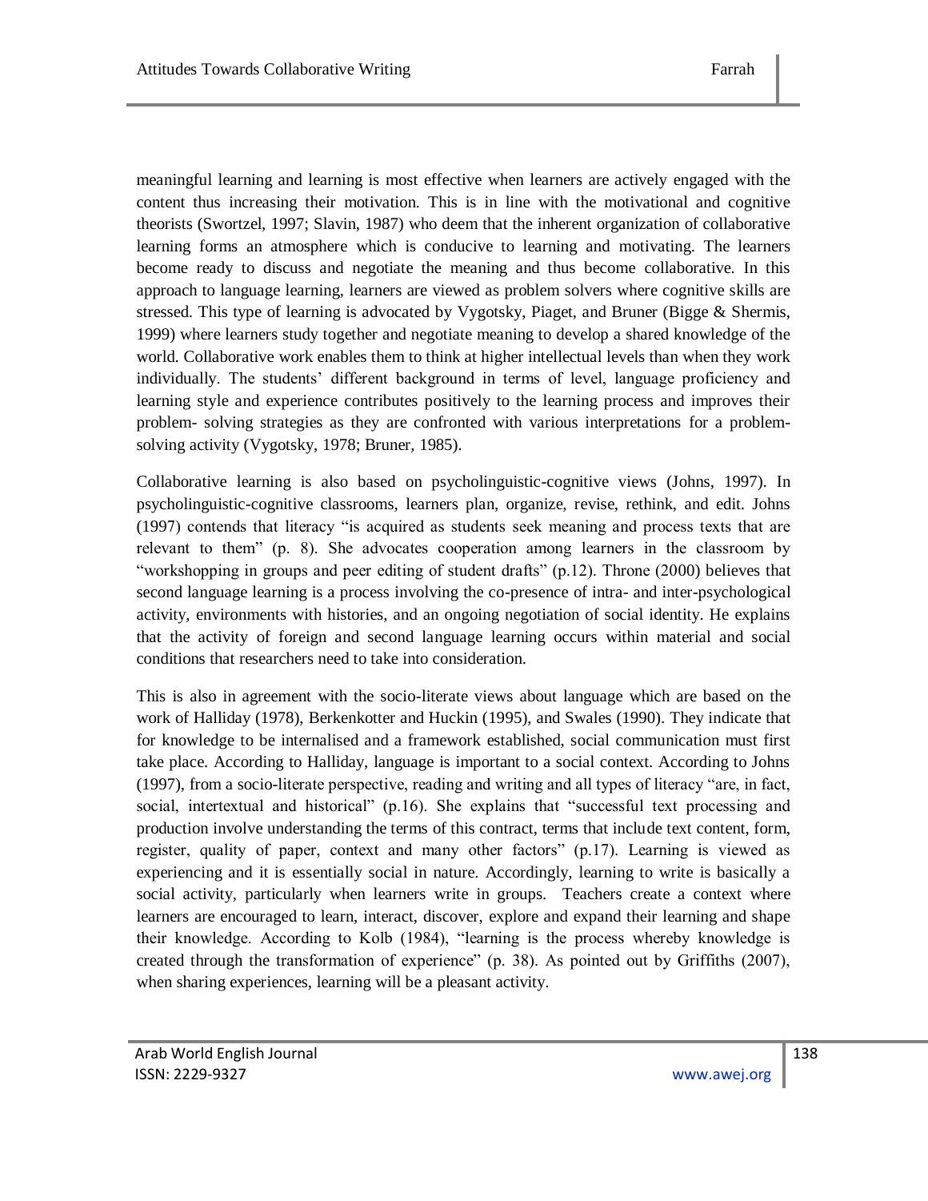meaningful learning and learning is most effective when learners are actively engaged with the content thus increasing their motivation. This is in line with the motivational and cognitive theorists (Swortzel, 1997; Slavin, 1987) who deem that the inherent organization of collaborative learning forms an atmosphere which is conducive to learning and motivating. The learners become ready to discuss and negotiate the meaning and thus become collaborative. In this approach to language learning, learners are viewed as problem solvers where cognitive skills are stressed. This type of learning is advocated by Vygotsky, Piaget, and Bruner (Bigge & Shermis, 1999) where learners study together and negotiate meaning to develop a shared knowledge of the world. Collaborative work enables them to think at higher intellectual levels than when they work individually. The students' different background in terms of level, language proficiency and learning style and experience contributes positively to the learning process and improves their problem- solving strategies as they are confronted with various interpretations for a problem-solving activity (Vygotsky, 1978; Bruner, 1985).

Collaborative learning is also based on psycholinguistic-cognitive views (Johns, 1997). In psycholinguistic-cognitive classrooms, learners plan, organize, revise, rethink, and edit. Johns (1997) contends that literacy "is acquired as students seek meaning and process texts that are relevant to them" (p. 8). She advocates cooperation among learners in the classroom by "workshopping in groups and peer editing of student drafts" (p.12). Throne (2000) believes that second language learning is a process involving the co-presence of intra- and inter-psychological activity, environments with histories, and an ongoing negotiation of social identity. He explains that the activity of foreign and second language learning occurs within material and social conditions that researchers need to take into consideration.

This is also in agreement with the socio-literate views about language which are based on the work of Halliday (1978), Berkenkotter and Huckin (1995), and Swales (1990). They indicate that for knowledge to be internalised and a framework established, social communication must first take place. According to Halliday, language is important to a social context. According to Johns (1997), from a socio-literate perspective, reading and writing and all types of literacy "are, in fact, social, intertextual and historical" (p.16). She explains that "successful text processing and production involve understanding the terms of this contract, terms that include text content, form, register, quality of paper, context and many other factors" (p.17). Learning is viewed as experiencing and it is essentially social in nature. Accordingly, learning to write is basically a social activity, particularly when learners write in groups. Teachers create a context where learners are encouraged to learn, interact, discover, explore and expand their learning and shape their knowledge. According to Kolb (1984), "learning is the process whereby knowledge is created through the transformation of experience" (p. 38). As pointed out by Griffiths (2007), when sharing experiences, learning will be a pleasant activity.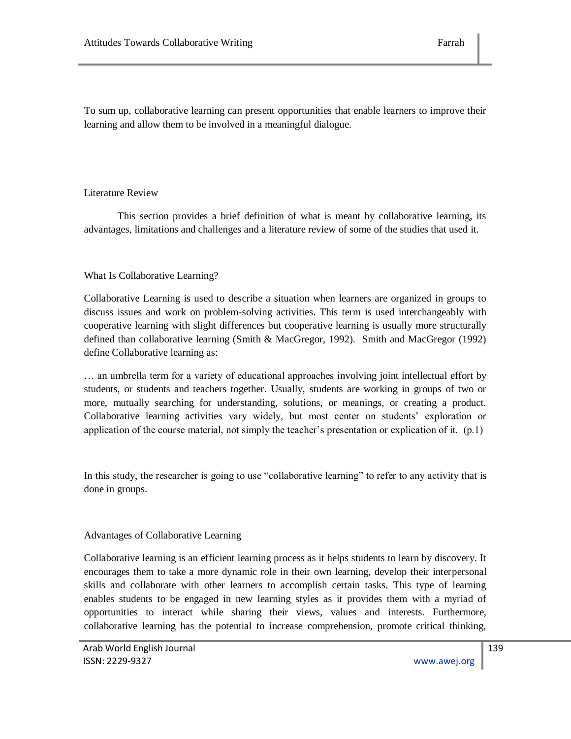To sum up, collaborative learning can present opportunities that enable learners to improve their learning and allow them to be involved in a meaningful dialogue.

## Literature Review

This section provides a brief definition of what is meant by collaborative learning, its advantages, limitations and challenges and a literature review of some of the studies that used it.

### What Is Collaborative Learning?

Collaborative Learning is used to describe a situation when learners are organized in groups to discuss issues and work on problem-solving activities. This term is used interchangeably with cooperative learning with slight differences but cooperative learning is usually more structurally defined than collaborative learning (Smith & MacGregor, 1992). Smith and MacGregor (1992) define Collaborative learning as:

> … an umbrella term for a variety of educational approaches involving joint intellectual effort by students, or students and teachers together. Usually, students are working in groups of two or more, mutually searching for understanding, solutions, or meanings, or creating a product. Collaborative learning activities vary widely, but most center on students' exploration or application of the course material, not simply the teacher's presentation or explication of it. (p.1)

In this study, the researcher is going to use "collaborative learning" to refer to any activity that is done in groups.

### Advantages of Collaborative Learning

Collaborative learning is an efficient learning process as it helps students to learn by discovery. It encourages them to take a more dynamic role in their own learning, develop their interpersonal skills and collaborate with other learners to accomplish certain tasks. This type of learning enables students to be engaged in new learning styles as it provides them with a myriad of opportunities to interact while sharing their views, values and interests. Furthermore, collaborative learning has the potential to increase comprehension, promote critical thinking,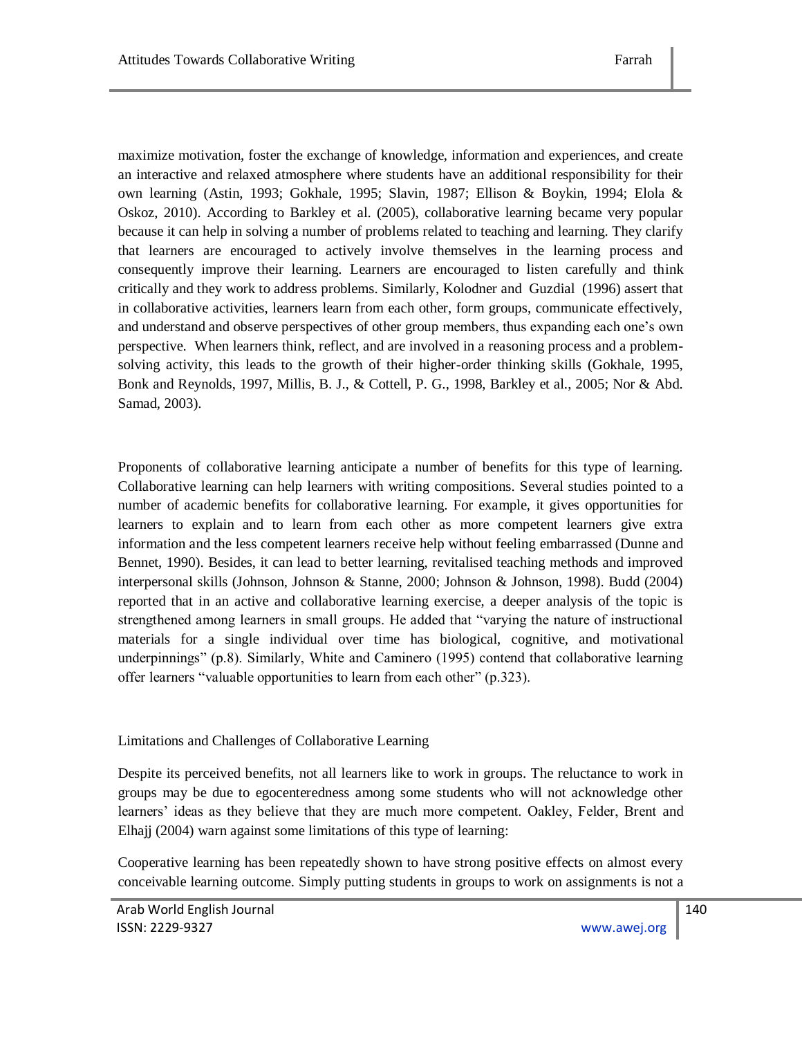maximize motivation, foster the exchange of knowledge, information and experiences, and create an interactive and relaxed atmosphere where students have an additional responsibility for their own learning (Astin, 1993; Gokhale, 1995; Slavin, 1987; Ellison & Boykin, 1994; Elola & Oskoz, 2010). According to Barkley et al. (2005), collaborative learning became very popular because it can help in solving a number of problems related to teaching and learning. They clarify that learners are encouraged to actively involve themselves in the learning process and consequently improve their learning. Learners are encouraged to listen carefully and think critically and they work to address problems. Similarly, Kolodner and Guzdial (1996) assert that in collaborative activities, learners learn from each other, form groups, communicate effectively, and understand and observe perspectives of other group members, thus expanding each one's own perspective. When learners think, reflect, and are involved in a reasoning process and a problem-solving activity, this leads to the growth of their higher-order thinking skills (Gokhale, 1995, Bonk and Reynolds, 1997, Millis, B. J., & Cottell, P. G., 1998, Barkley et al., 2005; Nor & Abd. Samad, 2003).

Proponents of collaborative learning anticipate a number of benefits for this type of learning. Collaborative learning can help learners with writing compositions. Several studies pointed to a number of academic benefits for collaborative learning. For example, it gives opportunities for learners to explain and to learn from each other as more competent learners give extra information and the less competent learners receive help without feeling embarrassed (Dunne and Bennet, 1990). Besides, it can lead to better learning, revitalised teaching methods and improved interpersonal skills (Johnson, Johnson & Stanne, 2000; Johnson & Johnson, 1998). Budd (2004) reported that in an active and collaborative learning exercise, a deeper analysis of the topic is strengthened among learners in small groups. He added that "varying the nature of instructional materials for a single individual over time has biological, cognitive, and motivational underpinnings" (p.8). Similarly, White and Caminero (1995) contend that collaborative learning offer learners "valuable opportunities to learn from each other" (p.323).

## Limitations and Challenges of Collaborative Learning

Despite its perceived benefits, not all learners like to work in groups. The reluctance to work in groups may be due to egocenteredness among some students who will not acknowledge other learners' ideas as they believe that they are much more competent. Oakley, Felder, Brent and Elhajj (2004) warn against some limitations of this type of learning:

Cooperative learning has been repeatedly shown to have strong positive effects on almost every conceivable learning outcome. Simply putting students in groups to work on assignments is not a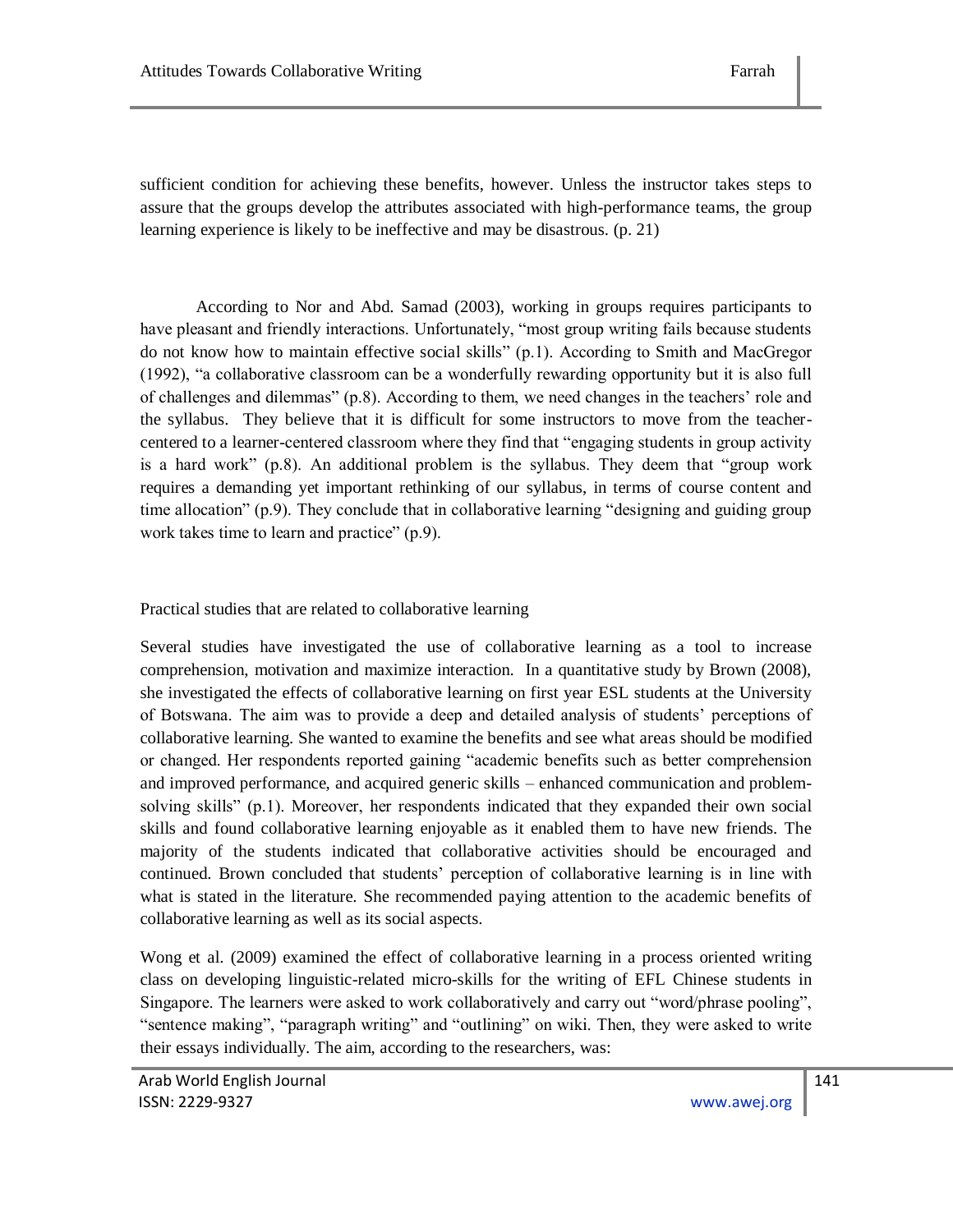sufficient condition for achieving these benefits, however. Unless the instructor takes steps to assure that the groups develop the attributes associated with high-performance teams, the group learning experience is likely to be ineffective and may be disastrous. (p. 21)

According to Nor and Abd. Samad (2003), working in groups requires participants to have pleasant and friendly interactions. Unfortunately, "most group writing fails because students do not know how to maintain effective social skills" (p.1). According to Smith and MacGregor (1992), "a collaborative classroom can be a wonderfully rewarding opportunity but it is also full of challenges and dilemmas" (p.8). According to them, we need changes in the teachers' role and the syllabus. They believe that it is difficult for some instructors to move from the teacher-centered to a learner-centered classroom where they find that "engaging students in group activity is a hard work" (p.8). An additional problem is the syllabus. They deem that "group work requires a demanding yet important rethinking of our syllabus, in terms of course content and time allocation" (p.9). They conclude that in collaborative learning "designing and guiding group work takes time to learn and practice" (p.9).

Practical studies that are related to collaborative learning

Several studies have investigated the use of collaborative learning as a tool to increase comprehension, motivation and maximize interaction. In a quantitative study by Brown (2008), she investigated the effects of collaborative learning on first year ESL students at the University of Botswana. The aim was to provide a deep and detailed analysis of students' perceptions of collaborative learning. She wanted to examine the benefits and see what areas should be modified or changed. Her respondents reported gaining "academic benefits such as better comprehension and improved performance, and acquired generic skills – enhanced communication and problem-solving skills" (p.1). Moreover, her respondents indicated that they expanded their own social skills and found collaborative learning enjoyable as it enabled them to have new friends. The majority of the students indicated that collaborative activities should be encouraged and continued. Brown concluded that students' perception of collaborative learning is in line with what is stated in the literature. She recommended paying attention to the academic benefits of collaborative learning as well as its social aspects.

Wong et al. (2009) examined the effect of collaborative learning in a process oriented writing class on developing linguistic-related micro-skills for the writing of EFL Chinese students in Singapore. The learners were asked to work collaboratively and carry out "word/phrase pooling", "sentence making", "paragraph writing" and "outlining" on wiki. Then, they were asked to write their essays individually. The aim, according to the researchers, was: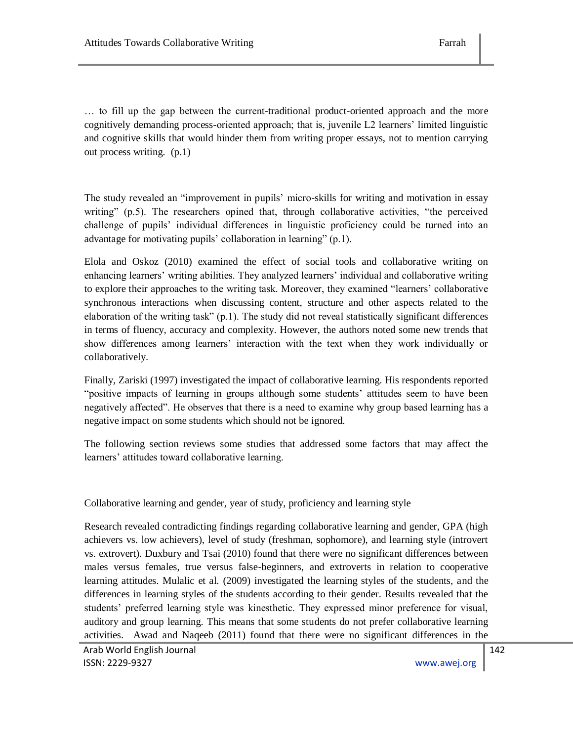> … to fill up the gap between the current-traditional product-oriented approach and the more cognitively demanding process-oriented approach; that is, juvenile L2 learners' limited linguistic and cognitive skills that would hinder them from writing proper essays, not to mention carrying out process writing. (p.1)

The study revealed an "improvement in pupils' micro-skills for writing and motivation in essay writing" (p.5). The researchers opined that, through collaborative activities, "the perceived challenge of pupils' individual differences in linguistic proficiency could be turned into an advantage for motivating pupils' collaboration in learning" (p.1).

Elola and Oskoz (2010) examined the effect of social tools and collaborative writing on enhancing learners' writing abilities. They analyzed learners' individual and collaborative writing to explore their approaches to the writing task. Moreover, they examined "learners' collaborative synchronous interactions when discussing content, structure and other aspects related to the elaboration of the writing task" (p.1). The study did not reveal statistically significant differences in terms of fluency, accuracy and complexity. However, the authors noted some new trends that show differences among learners' interaction with the text when they work individually or collaboratively.

Finally, Zariski (1997) investigated the impact of collaborative learning. His respondents reported "positive impacts of learning in groups although some students' attitudes seem to have been negatively affected". He observes that there is a need to examine why group based learning has a negative impact on some students which should not be ignored.

The following section reviews some studies that addressed some factors that may affect the learners' attitudes toward collaborative learning.

## Collaborative learning and gender, year of study, proficiency and learning style

Research revealed contradicting findings regarding collaborative learning and gender, GPA (high achievers vs. low achievers), level of study (freshman, sophomore), and learning style (introvert vs. extrovert). Duxbury and Tsai (2010) found that there were no significant differences between males versus females, true versus false-beginners, and extroverts in relation to cooperative learning attitudes. Mulalic et al. (2009) investigated the learning styles of the students, and the differences in learning styles of the students according to their gender. Results revealed that the students' preferred learning style was kinesthetic. They expressed minor preference for visual, auditory and group learning. This means that some students do not prefer collaborative learning activities. Awad and Naqeeb (2011) found that there were no significant differences in the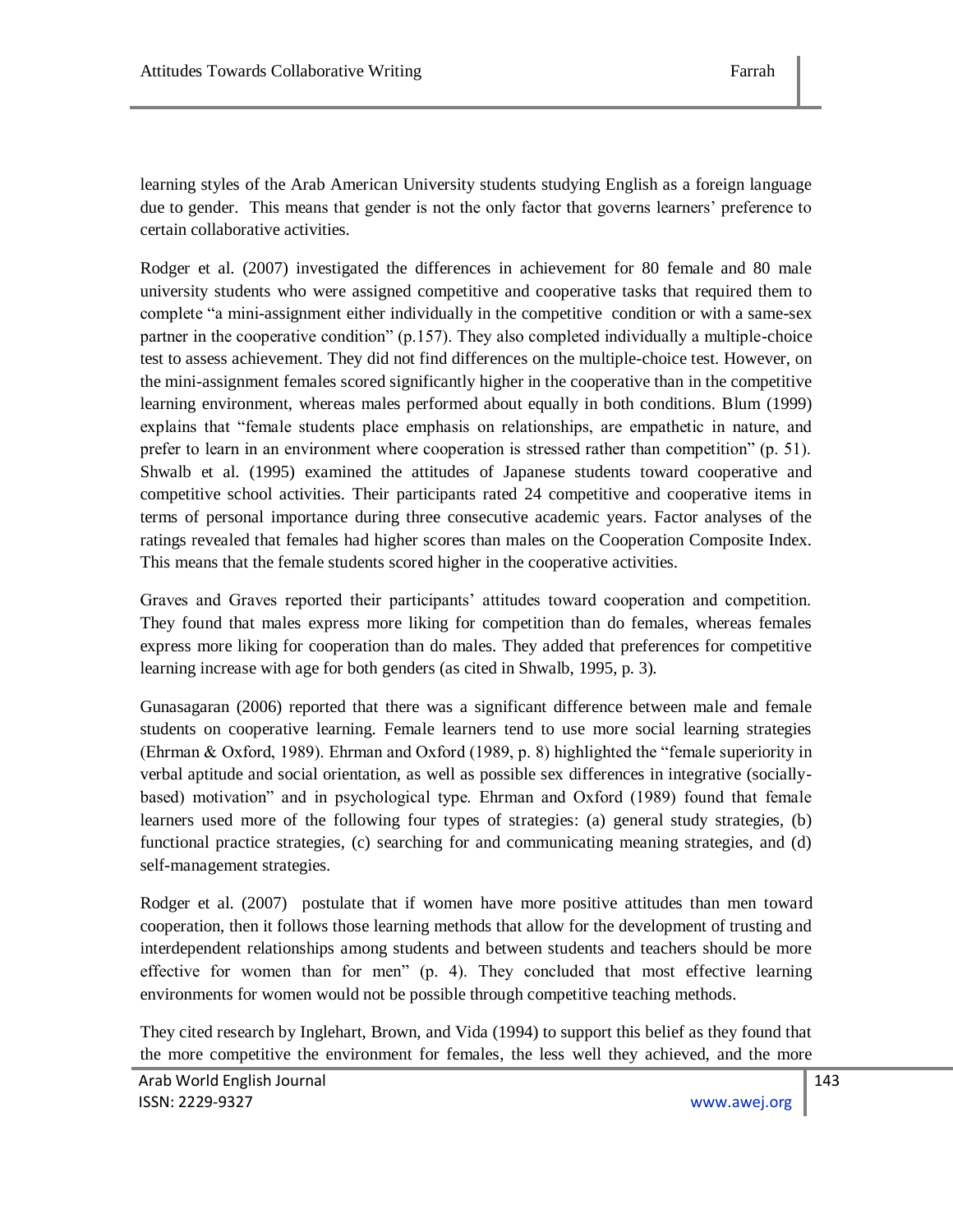learning styles of the Arab American University students studying English as a foreign language due to gender. This means that gender is not the only factor that governs learners' preference to certain collaborative activities.

Rodger et al. (2007) investigated the differences in achievement for 80 female and 80 male university students who were assigned competitive and cooperative tasks that required them to complete "a mini-assignment either individually in the competitive condition or with a same-sex partner in the cooperative condition" (p.157). They also completed individually a multiple-choice test to assess achievement. They did not find differences on the multiple-choice test. However, on the mini-assignment females scored significantly higher in the cooperative than in the competitive learning environment, whereas males performed about equally in both conditions. Blum (1999) explains that "female students place emphasis on relationships, are empathetic in nature, and prefer to learn in an environment where cooperation is stressed rather than competition" (p. 51). Shwalb et al. (1995) examined the attitudes of Japanese students toward cooperative and competitive school activities. Their participants rated 24 competitive and cooperative items in terms of personal importance during three consecutive academic years. Factor analyses of the ratings revealed that females had higher scores than males on the Cooperation Composite Index. This means that the female students scored higher in the cooperative activities.

Graves and Graves reported their participants' attitudes toward cooperation and competition. They found that males express more liking for competition than do females, whereas females express more liking for cooperation than do males. They added that preferences for competitive learning increase with age for both genders (as cited in Shwalb, 1995, p. 3).

Gunasagaran (2006) reported that there was a significant difference between male and female students on cooperative learning. Female learners tend to use more social learning strategies (Ehrman & Oxford, 1989). Ehrman and Oxford (1989, p. 8) highlighted the "female superiority in verbal aptitude and social orientation, as well as possible sex differences in integrative (socially-based) motivation" and in psychological type. Ehrman and Oxford (1989) found that female learners used more of the following four types of strategies: (a) general study strategies, (b) functional practice strategies, (c) searching for and communicating meaning strategies, and (d) self-management strategies.

Rodger et al. (2007) postulate that if women have more positive attitudes than men toward cooperation, then it follows those learning methods that allow for the development of trusting and interdependent relationships among students and between students and teachers should be more effective for women than for men" (p. 4). They concluded that most effective learning environments for women would not be possible through competitive teaching methods.

They cited research by Inglehart, Brown, and Vida (1994) to support this belief as they found that the more competitive the environment for females, the less well they achieved, and the more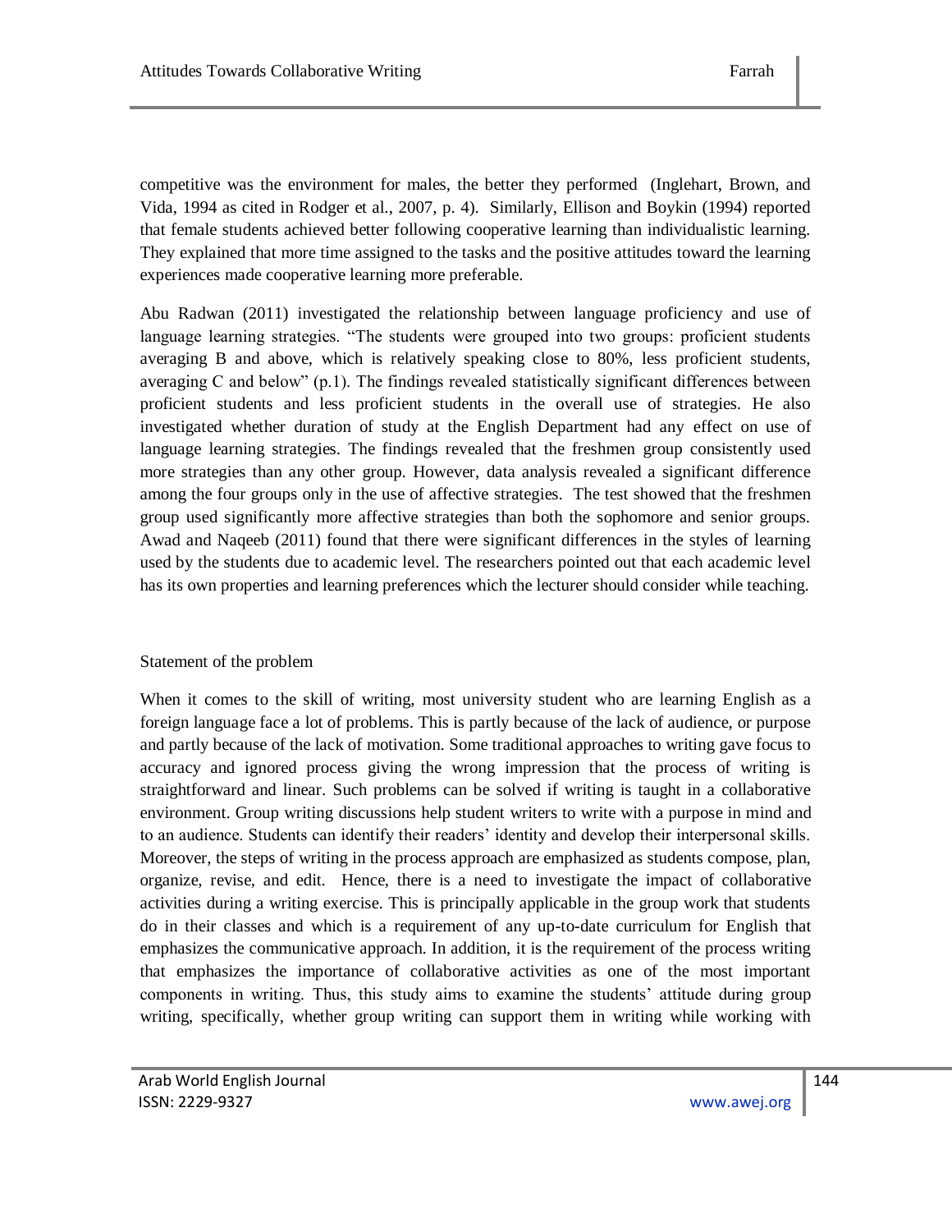competitive was the environment for males, the better they performed (Inglehart, Brown, and Vida, 1994 as cited in Rodger et al., 2007, p. 4). Similarly, Ellison and Boykin (1994) reported that female students achieved better following cooperative learning than individualistic learning. They explained that more time assigned to the tasks and the positive attitudes toward the learning experiences made cooperative learning more preferable.

Abu Radwan (2011) investigated the relationship between language proficiency and use of language learning strategies. "The students were grouped into two groups: proficient students averaging B and above, which is relatively speaking close to 80%, less proficient students, averaging C and below" (p.1). The findings revealed statistically significant differences between proficient students and less proficient students in the overall use of strategies. He also investigated whether duration of study at the English Department had any effect on use of language learning strategies. The findings revealed that the freshmen group consistently used more strategies than any other group. However, data analysis revealed a significant difference among the four groups only in the use of affective strategies. The test showed that the freshmen group used significantly more affective strategies than both the sophomore and senior groups. Awad and Naqeeb (2011) found that there were significant differences in the styles of learning used by the students due to academic level. The researchers pointed out that each academic level has its own properties and learning preferences which the lecturer should consider while teaching.

## Statement of the problem

When it comes to the skill of writing, most university student who are learning English as a foreign language face a lot of problems. This is partly because of the lack of audience, or purpose and partly because of the lack of motivation. Some traditional approaches to writing gave focus to accuracy and ignored process giving the wrong impression that the process of writing is straightforward and linear. Such problems can be solved if writing is taught in a collaborative environment. Group writing discussions help student writers to write with a purpose in mind and to an audience. Students can identify their readers' identity and develop their interpersonal skills. Moreover, the steps of writing in the process approach are emphasized as students compose, plan, organize, revise, and edit. Hence, there is a need to investigate the impact of collaborative activities during a writing exercise. This is principally applicable in the group work that students do in their classes and which is a requirement of any up-to-date curriculum for English that emphasizes the communicative approach. In addition, it is the requirement of the process writing that emphasizes the importance of collaborative activities as one of the most important components in writing. Thus, this study aims to examine the students' attitude during group writing, specifically, whether group writing can support them in writing while working with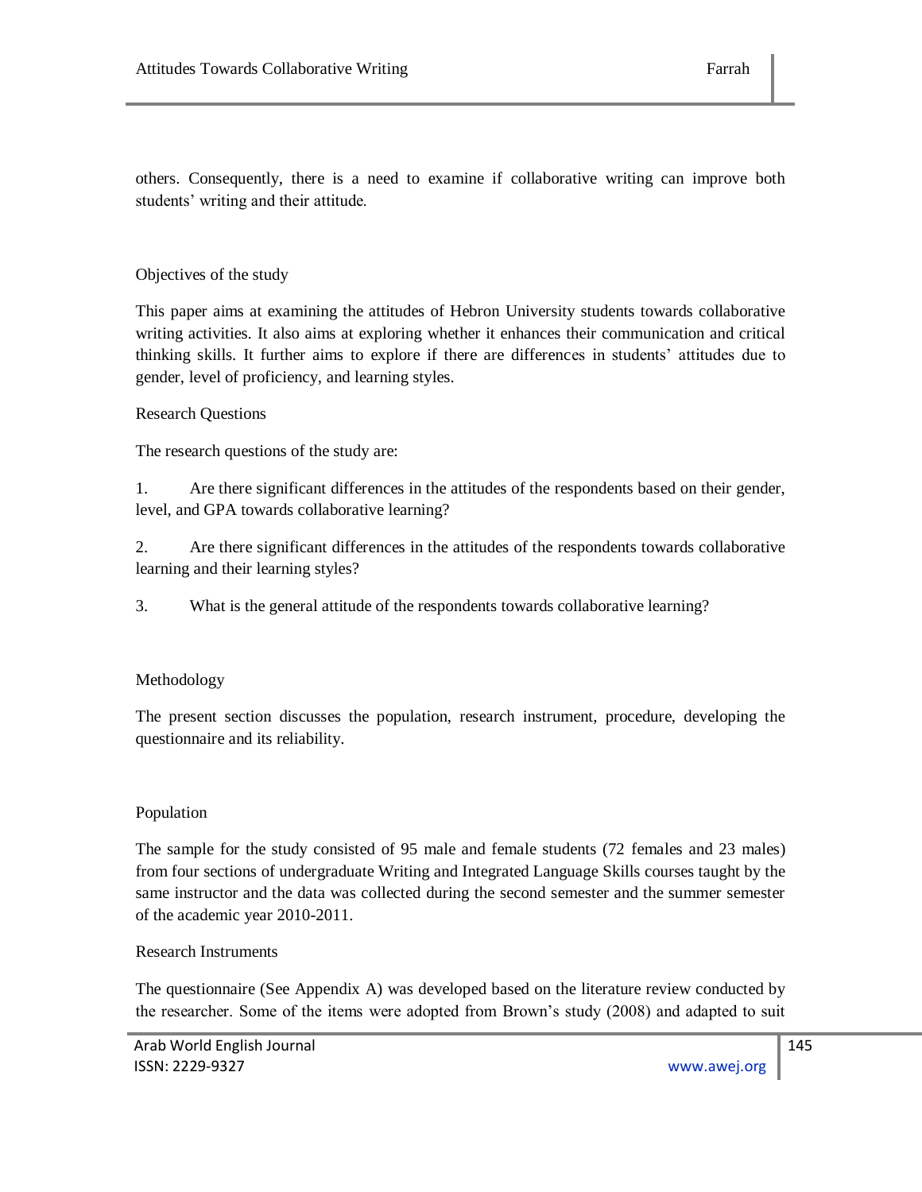others. Consequently, there is a need to examine if collaborative writing can improve both students' writing and their attitude.

## Objectives of the study

This paper aims at examining the attitudes of Hebron University students towards collaborative writing activities. It also aims at exploring whether it enhances their communication and critical thinking skills. It further aims to explore if there are differences in students' attitudes due to gender, level of proficiency, and learning styles.

### Research Questions

The research questions of the study are:

1. Are there significant differences in the attitudes of the respondents based on their gender, level, and GPA towards collaborative learning?

2. Are there significant differences in the attitudes of the respondents towards collaborative learning and their learning styles?

3. What is the general attitude of the respondents towards collaborative learning?

## Methodology

The present section discusses the population, research instrument, procedure, developing the questionnaire and its reliability.

### Population

The sample for the study consisted of 95 male and female students (72 females and 23 males) from four sections of undergraduate Writing and Integrated Language Skills courses taught by the same instructor and the data was collected during the second semester and the summer semester of the academic year 2010-2011.

### Research Instruments

The questionnaire (See Appendix A) was developed based on the literature review conducted by the researcher. Some of the items were adopted from Brown's study (2008) and adapted to suit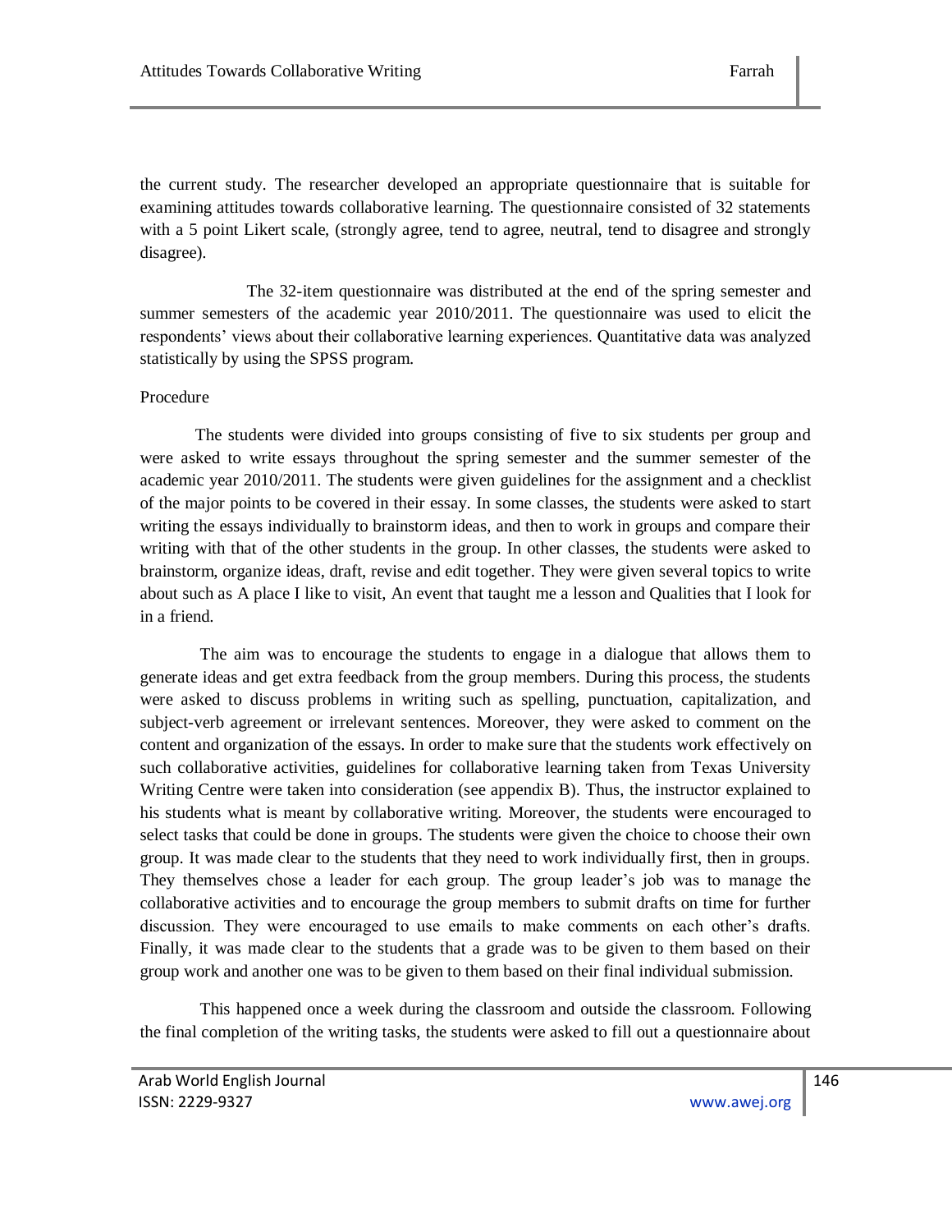the current study. The researcher developed an appropriate questionnaire that is suitable for examining attitudes towards collaborative learning. The questionnaire consisted of 32 statements with a 5 point Likert scale, (strongly agree, tend to agree, neutral, tend to disagree and strongly disagree).

The 32-item questionnaire was distributed at the end of the spring semester and summer semesters of the academic year 2010/2011. The questionnaire was used to elicit the respondents' views about their collaborative learning experiences. Quantitative data was analyzed statistically by using the SPSS program.

Procedure

The students were divided into groups consisting of five to six students per group and were asked to write essays throughout the spring semester and the summer semester of the academic year 2010/2011. The students were given guidelines for the assignment and a checklist of the major points to be covered in their essay. In some classes, the students were asked to start writing the essays individually to brainstorm ideas, and then to work in groups and compare their writing with that of the other students in the group. In other classes, the students were asked to brainstorm, organize ideas, draft, revise and edit together. They were given several topics to write about such as A place I like to visit, An event that taught me a lesson and Qualities that I look for in a friend.

The aim was to encourage the students to engage in a dialogue that allows them to generate ideas and get extra feedback from the group members. During this process, the students were asked to discuss problems in writing such as spelling, punctuation, capitalization, and subject-verb agreement or irrelevant sentences. Moreover, they were asked to comment on the content and organization of the essays. In order to make sure that the students work effectively on such collaborative activities, guidelines for collaborative learning taken from Texas University Writing Centre were taken into consideration (see appendix B). Thus, the instructor explained to his students what is meant by collaborative writing. Moreover, the students were encouraged to select tasks that could be done in groups. The students were given the choice to choose their own group. It was made clear to the students that they need to work individually first, then in groups. They themselves chose a leader for each group. The group leader's job was to manage the collaborative activities and to encourage the group members to submit drafts on time for further discussion. They were encouraged to use emails to make comments on each other's drafts. Finally, it was made clear to the students that a grade was to be given to them based on their group work and another one was to be given to them based on their final individual submission.

This happened once a week during the classroom and outside the classroom. Following the final completion of the writing tasks, the students were asked to fill out a questionnaire about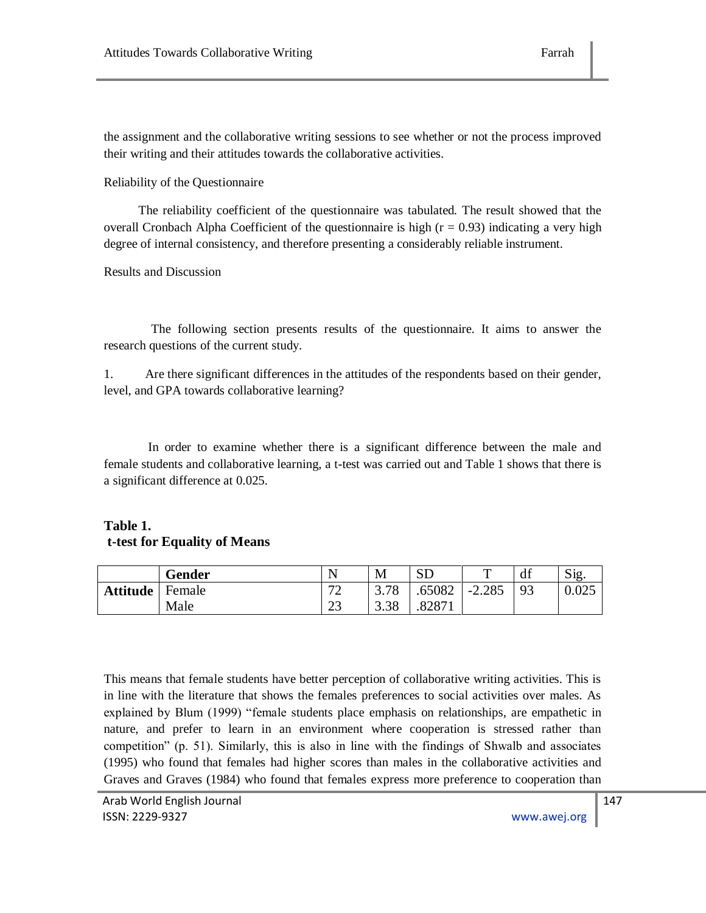the assignment and the collaborative writing sessions to see whether or not the process improved their writing and their attitudes towards the collaborative activities.

### Reliability of the Questionnaire

The reliability coefficient of the questionnaire was tabulated. The result showed that the overall Cronbach Alpha Coefficient of the questionnaire is high ($r = 0.93$) indicating a very high degree of internal consistency, and therefore presenting a considerably reliable instrument.

## Results and Discussion

The following section presents results of the questionnaire. It aims to answer the research questions of the current study.

1. Are there significant differences in the attitudes of the respondents based on their gender, level, and GPA towards collaborative learning?

In order to examine whether there is a significant difference between the male and female students and collaborative learning, a t-test was carried out and Table 1 shows that there is a significant difference at 0.025.

**Table 1.**
**t-test for Equality of Means**

| | **Gender** | N | M | SD | T | df | Sig. |
|---|---|---|---|---|---|---|---|
| **Attitude** | Female | 72 | 3.78 | .65082 | -2.285 | 93 | 0.025 |
| | Male | 23 | 3.38 | .82871 | | | |

This means that female students have better perception of collaborative writing activities. This is in line with the literature that shows the females preferences to social activities over males. As explained by Blum (1999) "female students place emphasis on relationships, are empathetic in nature, and prefer to learn in an environment where cooperation is stressed rather than competition" (p. 51). Similarly, this is also in line with the findings of Shwalb and associates (1995) who found that females had higher scores than males in the collaborative activities and Graves and Graves (1984) who found that females express more preference to cooperation than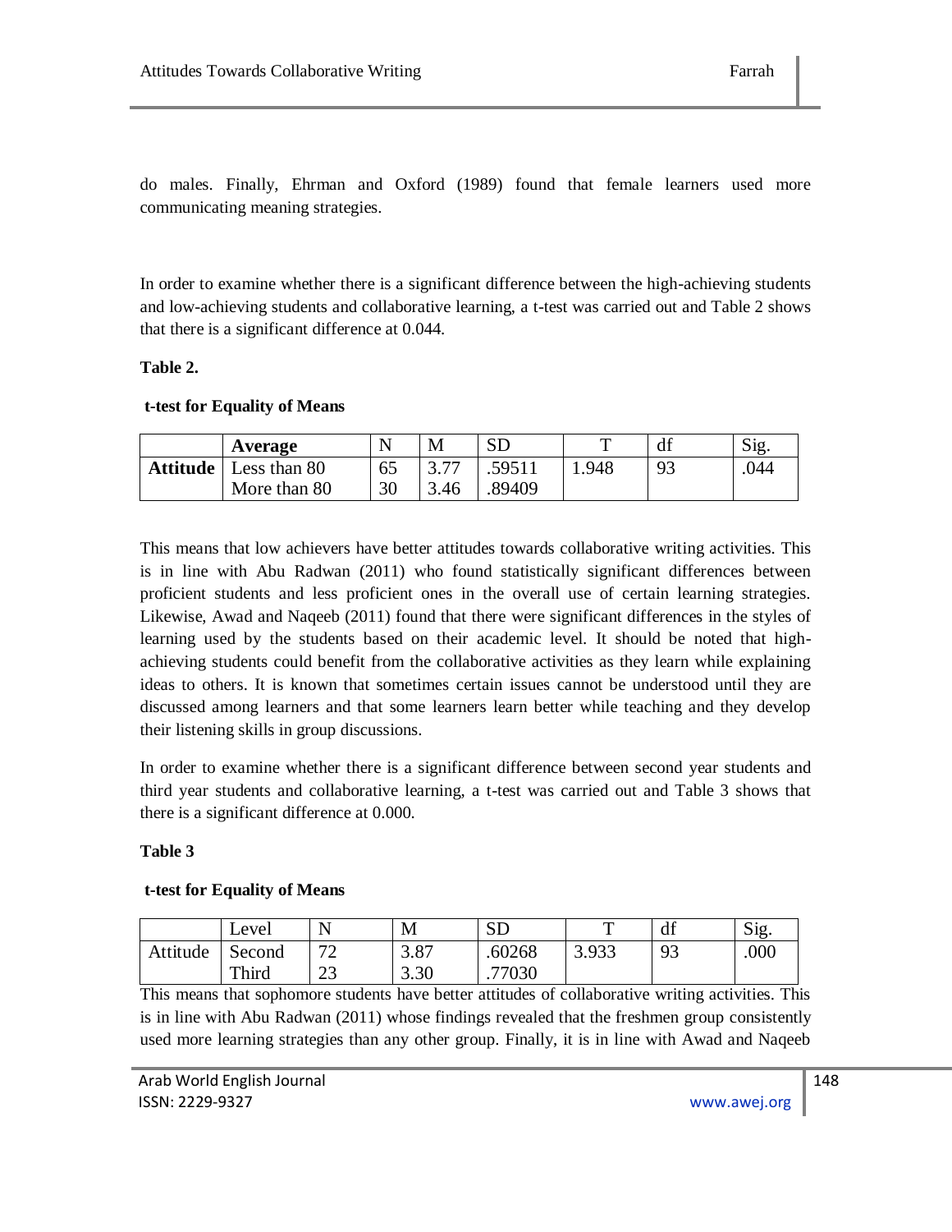do males. Finally, Ehrman and Oxford (1989) found that female learners used more communicating meaning strategies.

In order to examine whether there is a significant difference between the high-achieving students and low-achieving students and collaborative learning, a t-test was carried out and Table 2 shows that there is a significant difference at 0.044.

**Table 2.**

**t-test for Equality of Means**

| | **Average** | N | M | SD | T | df | Sig. |
|---|---|---|---|---|---|---|---|
| **Attitude** | Less than 80 | 65 | 3.77 | .59511 | 1.948 | 93 | .044 |
| | More than 80 | 30 | 3.46 | .89409 | | | |

This means that low achievers have better attitudes towards collaborative writing activities. This is in line with Abu Radwan (2011) who found statistically significant differences between proficient students and less proficient ones in the overall use of certain learning strategies. Likewise, Awad and Naqeeb (2011) found that there were significant differences in the styles of learning used by the students based on their academic level. It should be noted that high-achieving students could benefit from the collaborative activities as they learn while explaining ideas to others. It is known that sometimes certain issues cannot be understood until they are discussed among learners and that some learners learn better while teaching and they develop their listening skills in group discussions.

In order to examine whether there is a significant difference between second year students and third year students and collaborative learning, a t-test was carried out and Table 3 shows that there is a significant difference at 0.000.

**Table 3**

**t-test for Equality of Means**

| | Level | N | M | SD | T | df | Sig. |
|---|---|---|---|---|---|---|---|
| Attitude | Second | 72 | 3.87 | .60268 | 3.933 | 93 | .000 |
| | Third | 23 | 3.30 | .77030 | | | |

This means that sophomore students have better attitudes of collaborative writing activities. This is in line with Abu Radwan (2011) whose findings revealed that the freshmen group consistently used more learning strategies than any other group. Finally, it is in line with Awad and Naqeeb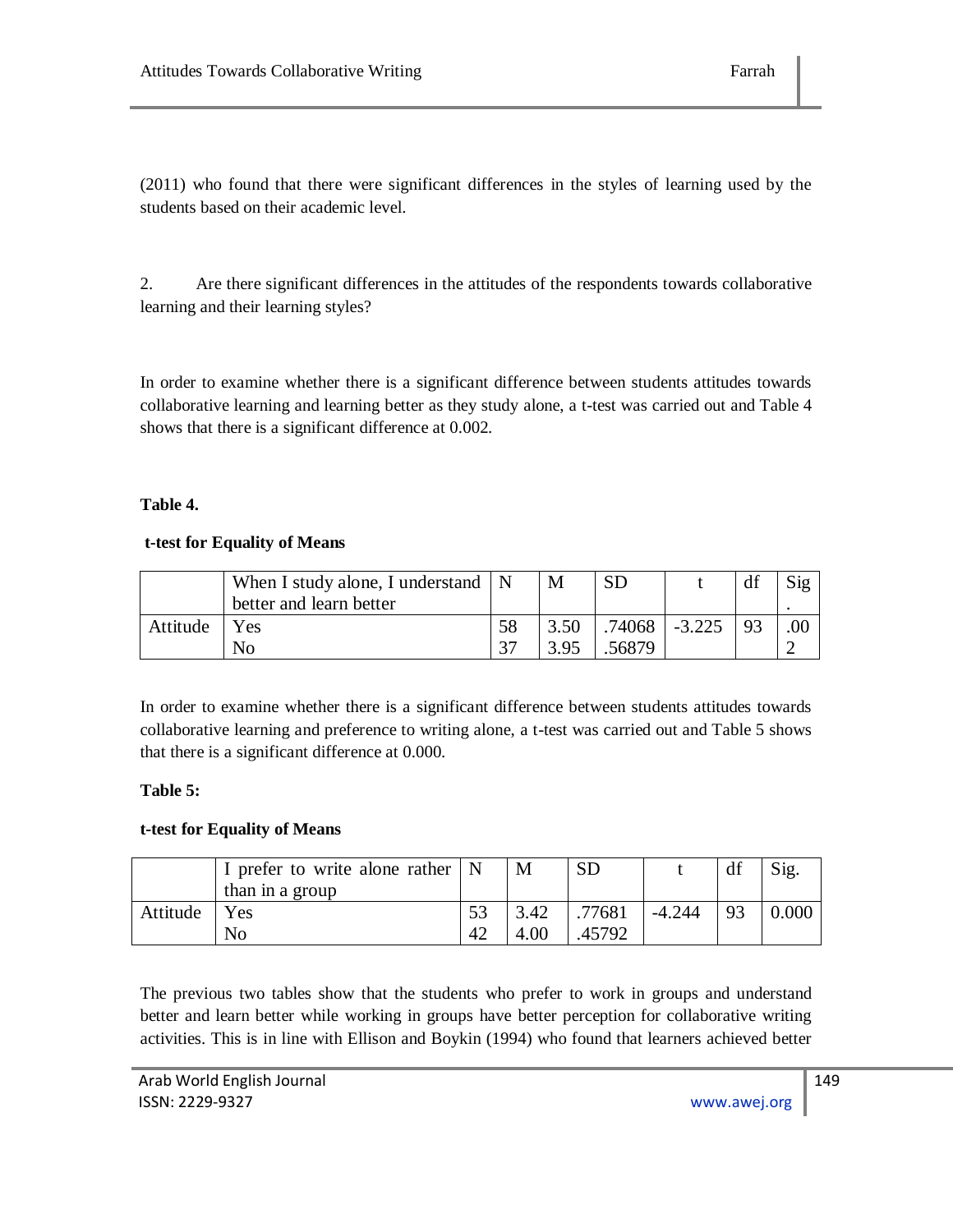(2011) who found that there were significant differences in the styles of learning used by the students based on their academic level.

2. Are there significant differences in the attitudes of the respondents towards collaborative learning and their learning styles?

In order to examine whether there is a significant difference between students attitudes towards collaborative learning and learning better as they study alone, a t-test was carried out and Table 4 shows that there is a significant difference at 0.002.

**Table 4.**

**t-test for Equality of Means**

| | When I study alone, I understand better and learn better | N | M | SD | t | df | Sig. |
|---|---|---|---|---|---|---|---|
| Attitude | Yes | 58 | 3.50 | .74068 | -3.225 | 93 | .002 |
| | No | 37 | 3.95 | .56879 | | | |

In order to examine whether there is a significant difference between students attitudes towards collaborative learning and preference to writing alone, a t-test was carried out and Table 5 shows that there is a significant difference at 0.000.

**Table 5:**

**t-test for Equality of Means**

| | I prefer to write alone rather than in a group | N | M | SD | t | df | Sig. |
|---|---|---|---|---|---|---|---|
| Attitude | Yes | 53 | 3.42 | .77681 | -4.244 | 93 | 0.000 |
| | No | 42 | 4.00 | .45792 | | | |

The previous two tables show that the students who prefer to work in groups and understand better and learn better while working in groups have better perception for collaborative writing activities. This is in line with Ellison and Boykin (1994) who found that learners achieved better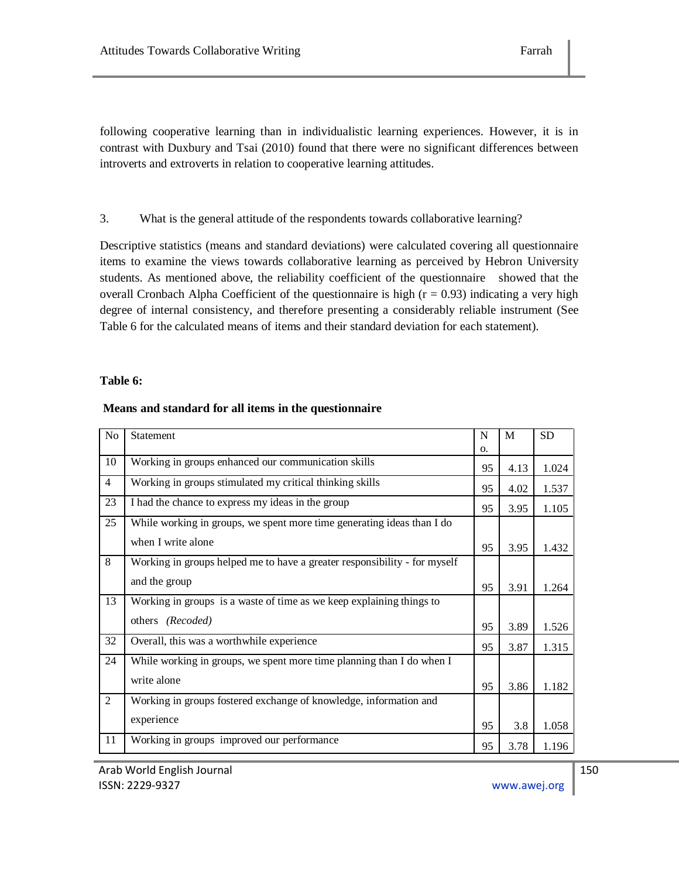following cooperative learning than in individualistic learning experiences. However, it is in contrast with Duxbury and Tsai (2010) found that there were no significant differences between introverts and extroverts in relation to cooperative learning attitudes.

3. What is the general attitude of the respondents towards collaborative learning?

Descriptive statistics (means and standard deviations) were calculated covering all questionnaire items to examine the views towards collaborative learning as perceived by Hebron University students. As mentioned above, the reliability coefficient of the questionnaire showed that the overall Cronbach Alpha Coefficient of the questionnaire is high ($r = 0.93$) indicating a very high degree of internal consistency, and therefore presenting a considerably reliable instrument (See Table 6 for the calculated means of items and their standard deviation for each statement).

**Table 6:**

**Means and standard for all items in the questionnaire**

| No | Statement | No. | M | SD |
|---|---|---|---|---|
| 10 | Working in groups enhanced our communication skills | 95 | 4.13 | 1.024 |
| 4 | Working in groups stimulated my critical thinking skills | 95 | 4.02 | 1.537 |
| 23 | I had the chance to express my ideas in the group | 95 | 3.95 | 1.105 |
| 25 | While working in groups, we spent more time generating ideas than I do when I write alone | 95 | 3.95 | 1.432 |
| 8 | Working in groups helped me to have a greater responsibility - for myself and the group | 95 | 3.91 | 1.264 |
| 13 | Working in groups is a waste of time as we keep explaining things to others *(Recoded)* | 95 | 3.89 | 1.526 |
| 32 | Overall, this was a worthwhile experience | 95 | 3.87 | 1.315 |
| 24 | While working in groups, we spent more time planning than I do when I write alone | 95 | 3.86 | 1.182 |
| 2 | Working in groups fostered exchange of knowledge, information and experience | 95 | 3.8 | 1.058 |
| 11 | Working in groups improved our performance | 95 | 3.78 | 1.196 |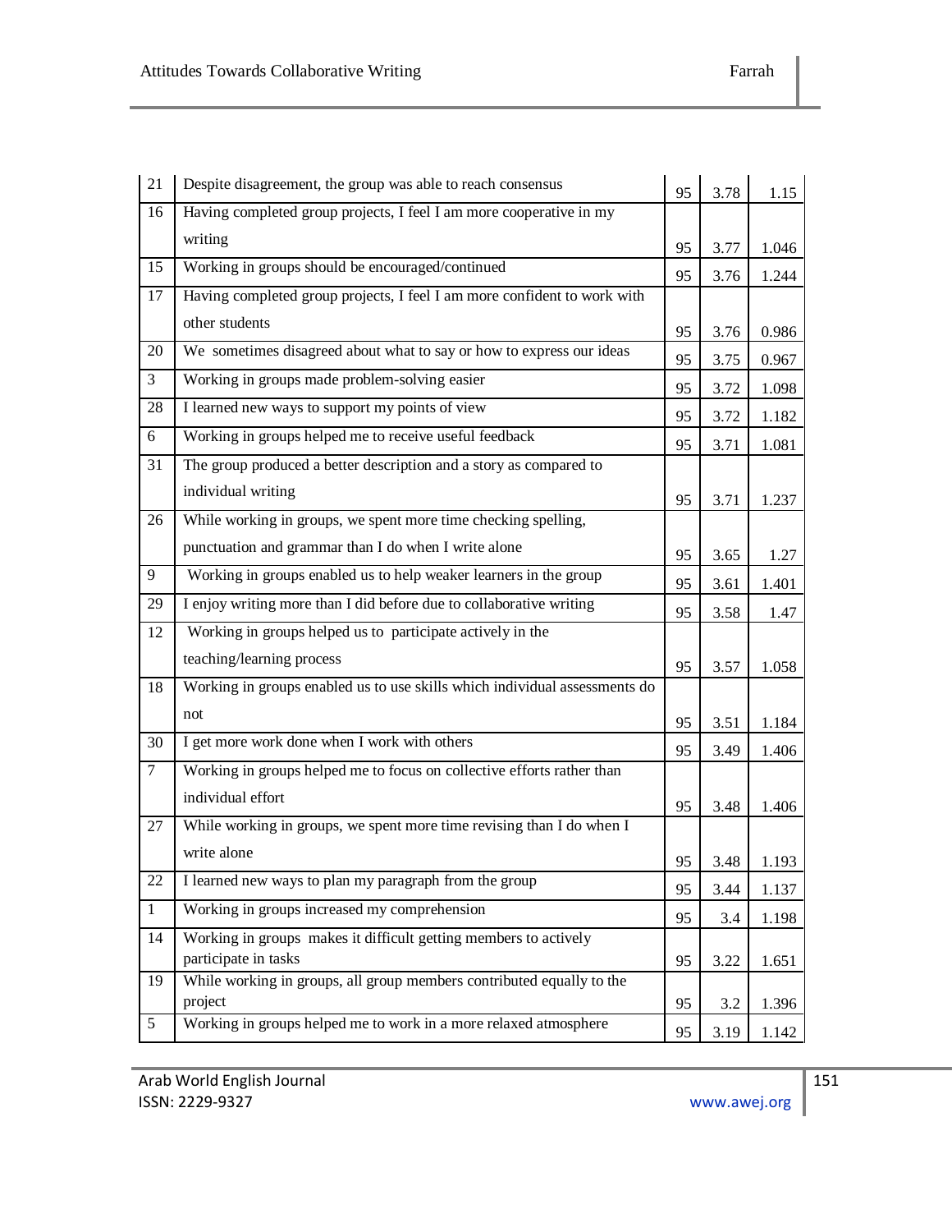| | | | | |
|---|---|---|---|---|
| 21 | Despite disagreement, the group was able to reach consensus | 95 | 3.78 | 1.15 |
| 16 | Having completed group projects, I feel I am more cooperative in my writing | 95 | 3.77 | 1.046 |
| 15 | Working in groups should be encouraged/continued | 95 | 3.76 | 1.244 |
| 17 | Having completed group projects, I feel I am more confident to work with other students | 95 | 3.76 | 0.986 |
| 20 | We sometimes disagreed about what to say or how to express our ideas | 95 | 3.75 | 0.967 |
| 3 | Working in groups made problem-solving easier | 95 | 3.72 | 1.098 |
| 28 | I learned new ways to support my points of view | 95 | 3.72 | 1.182 |
| 6 | Working in groups helped me to receive useful feedback | 95 | 3.71 | 1.081 |
| 31 | The group produced a better description and a story as compared to individual writing | 95 | 3.71 | 1.237 |
| 26 | While working in groups, we spent more time checking spelling, punctuation and grammar than I do when I write alone | 95 | 3.65 | 1.27 |
| 9 | Working in groups enabled us to help weaker learners in the group | 95 | 3.61 | 1.401 |
| 29 | I enjoy writing more than I did before due to collaborative writing | 95 | 3.58 | 1.47 |
| 12 | Working in groups helped us to participate actively in the teaching/learning process | 95 | 3.57 | 1.058 |
| 18 | Working in groups enabled us to use skills which individual assessments do not | 95 | 3.51 | 1.184 |
| 30 | I get more work done when I work with others | 95 | 3.49 | 1.406 |
| 7 | Working in groups helped me to focus on collective efforts rather than individual effort | 95 | 3.48 | 1.406 |
| 27 | While working in groups, we spent more time revising than I do when I write alone | 95 | 3.48 | 1.193 |
| 22 | I learned new ways to plan my paragraph from the group | 95 | 3.44 | 1.137 |
| 1 | Working in groups increased my comprehension | 95 | 3.4 | 1.198 |
| 14 | Working in groups makes it difficult getting members to actively participate in tasks | 95 | 3.22 | 1.651 |
| 19 | While working in groups, all group members contributed equally to the project | 95 | 3.2 | 1.396 |
| 5 | Working in groups helped me to work in a more relaxed atmosphere | 95 | 3.19 | 1.142 |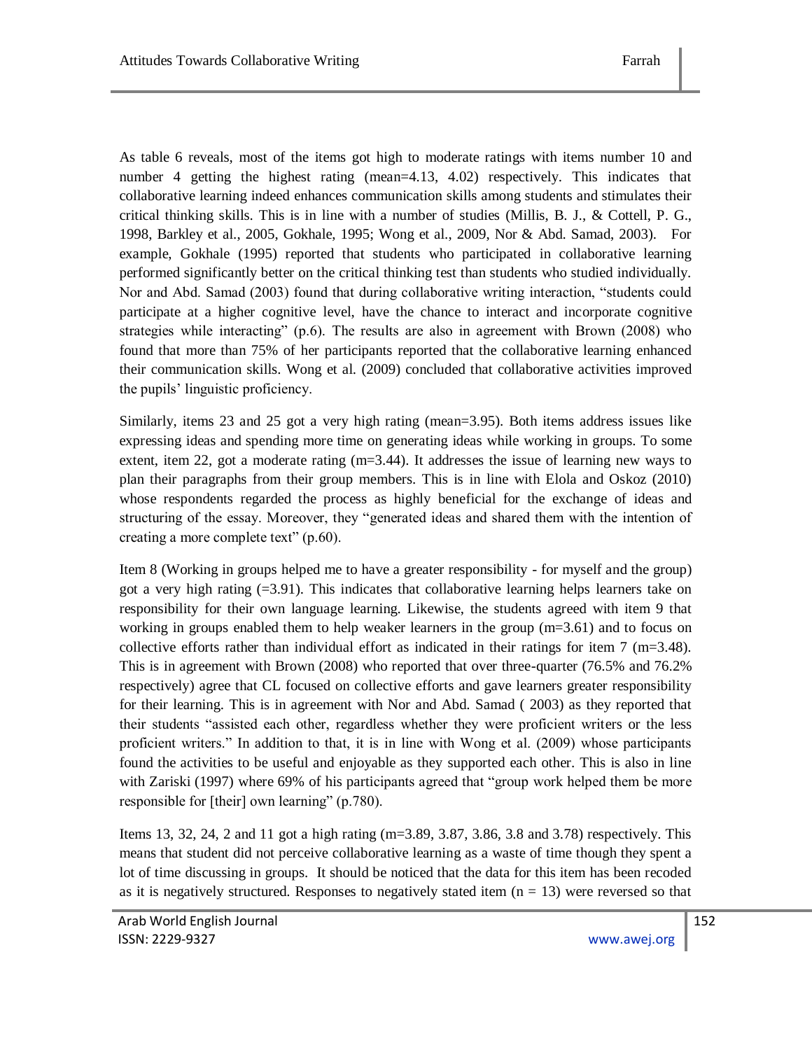As table 6 reveals, most of the items got high to moderate ratings with items number 10 and number 4 getting the highest rating (mean=4.13, 4.02) respectively. This indicates that collaborative learning indeed enhances communication skills among students and stimulates their critical thinking skills. This is in line with a number of studies (Millis, B. J., & Cottell, P. G., 1998, Barkley et al., 2005, Gokhale, 1995; Wong et al., 2009, Nor & Abd. Samad, 2003). For example, Gokhale (1995) reported that students who participated in collaborative learning performed significantly better on the critical thinking test than students who studied individually. Nor and Abd. Samad (2003) found that during collaborative writing interaction, "students could participate at a higher cognitive level, have the chance to interact and incorporate cognitive strategies while interacting" (p.6). The results are also in agreement with Brown (2008) who found that more than 75% of her participants reported that the collaborative learning enhanced their communication skills. Wong et al. (2009) concluded that collaborative activities improved the pupils' linguistic proficiency.

Similarly, items 23 and 25 got a very high rating (mean=3.95). Both items address issues like expressing ideas and spending more time on generating ideas while working in groups. To some extent, item 22, got a moderate rating (m=3.44). It addresses the issue of learning new ways to plan their paragraphs from their group members. This is in line with Elola and Oskoz (2010) whose respondents regarded the process as highly beneficial for the exchange of ideas and structuring of the essay. Moreover, they "generated ideas and shared them with the intention of creating a more complete text" (p.60).

Item 8 (Working in groups helped me to have a greater responsibility - for myself and the group) got a very high rating (=3.91). This indicates that collaborative learning helps learners take on responsibility for their own language learning. Likewise, the students agreed with item 9 that working in groups enabled them to help weaker learners in the group (m=3.61) and to focus on collective efforts rather than individual effort as indicated in their ratings for item 7 (m=3.48). This is in agreement with Brown (2008) who reported that over three-quarter (76.5% and 76.2% respectively) agree that CL focused on collective efforts and gave learners greater responsibility for their learning. This is in agreement with Nor and Abd. Samad ( 2003) as they reported that their students "assisted each other, regardless whether they were proficient writers or the less proficient writers." In addition to that, it is in line with Wong et al. (2009) whose participants found the activities to be useful and enjoyable as they supported each other. This is also in line with Zariski (1997) where 69% of his participants agreed that "group work helped them be more responsible for [their] own learning" (p.780).

Items 13, 32, 24, 2 and 11 got a high rating (m=3.89, 3.87, 3.86, 3.8 and 3.78) respectively. This means that student did not perceive collaborative learning as a waste of time though they spent a lot of time discussing in groups. It should be noticed that the data for this item has been recoded as it is negatively structured. Responses to negatively stated item ($n = 13$) were reversed so that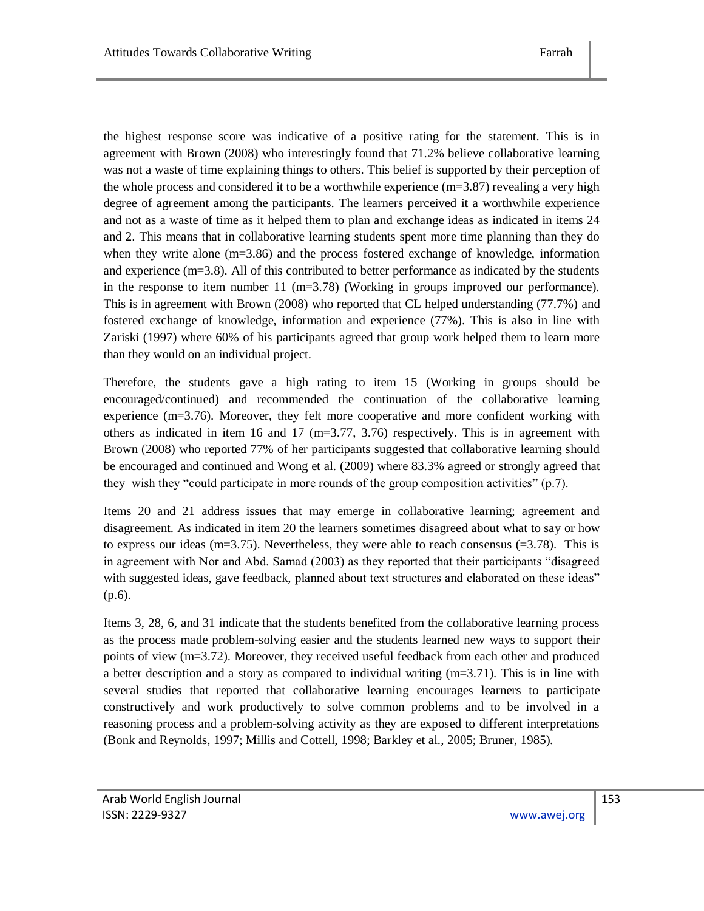the highest response score was indicative of a positive rating for the statement. This is in agreement with Brown (2008) who interestingly found that 71.2% believe collaborative learning was not a waste of time explaining things to others. This belief is supported by their perception of the whole process and considered it to be a worthwhile experience (m=3.87) revealing a very high degree of agreement among the participants. The learners perceived it a worthwhile experience and not as a waste of time as it helped them to plan and exchange ideas as indicated in items 24 and 2. This means that in collaborative learning students spent more time planning than they do when they write alone (m=3.86) and the process fostered exchange of knowledge, information and experience (m=3.8). All of this contributed to better performance as indicated by the students in the response to item number 11 (m=3.78) (Working in groups improved our performance). This is in agreement with Brown (2008) who reported that CL helped understanding (77.7%) and fostered exchange of knowledge, information and experience (77%). This is also in line with Zariski (1997) where 60% of his participants agreed that group work helped them to learn more than they would on an individual project.

Therefore, the students gave a high rating to item 15 (Working in groups should be encouraged/continued) and recommended the continuation of the collaborative learning experience (m=3.76). Moreover, they felt more cooperative and more confident working with others as indicated in item 16 and 17 (m=3.77, 3.76) respectively. This is in agreement with Brown (2008) who reported 77% of her participants suggested that collaborative learning should be encouraged and continued and Wong et al. (2009) where 83.3% agreed or strongly agreed that they wish they "could participate in more rounds of the group composition activities" (p.7).

Items 20 and 21 address issues that may emerge in collaborative learning; agreement and disagreement. As indicated in item 20 the learners sometimes disagreed about what to say or how to express our ideas (m=3.75). Nevertheless, they were able to reach consensus (=3.78). This is in agreement with Nor and Abd. Samad (2003) as they reported that their participants "disagreed with suggested ideas, gave feedback, planned about text structures and elaborated on these ideas" (p.6).

Items 3, 28, 6, and 31 indicate that the students benefited from the collaborative learning process as the process made problem-solving easier and the students learned new ways to support their points of view (m=3.72). Moreover, they received useful feedback from each other and produced a better description and a story as compared to individual writing (m=3.71). This is in line with several studies that reported that collaborative learning encourages learners to participate constructively and work productively to solve common problems and to be involved in a reasoning process and a problem-solving activity as they are exposed to different interpretations (Bonk and Reynolds, 1997; Millis and Cottell, 1998; Barkley et al., 2005; Bruner, 1985).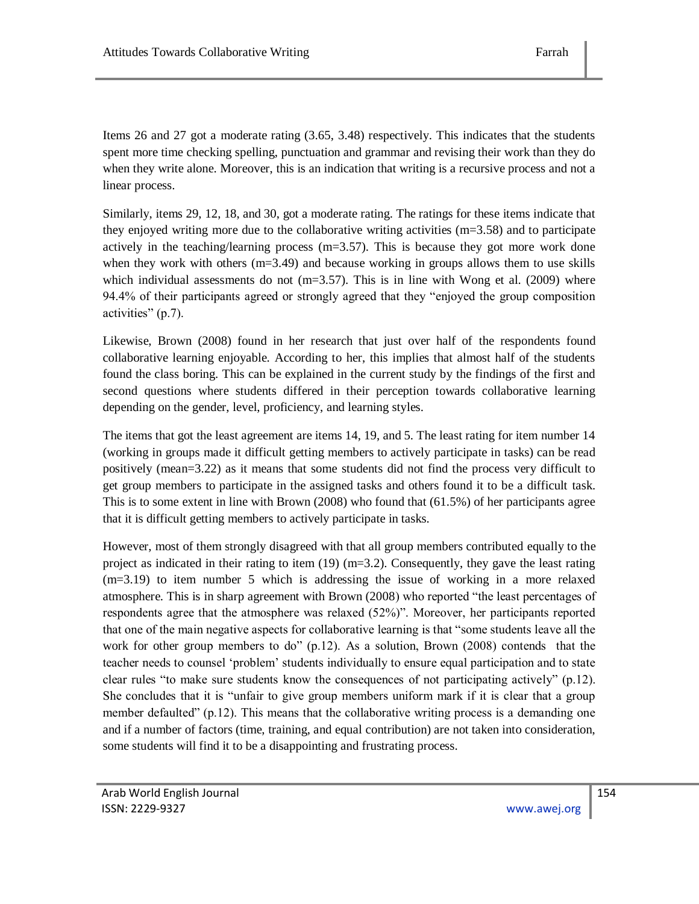Items 26 and 27 got a moderate rating (3.65, 3.48) respectively. This indicates that the students spent more time checking spelling, punctuation and grammar and revising their work than they do when they write alone. Moreover, this is an indication that writing is a recursive process and not a linear process.

Similarly, items 29, 12, 18, and 30, got a moderate rating. The ratings for these items indicate that they enjoyed writing more due to the collaborative writing activities (m=3.58) and to participate actively in the teaching/learning process (m=3.57). This is because they got more work done when they work with others (m=3.49) and because working in groups allows them to use skills which individual assessments do not (m=3.57). This is in line with Wong et al. (2009) where 94.4% of their participants agreed or strongly agreed that they "enjoyed the group composition activities" (p.7).

Likewise, Brown (2008) found in her research that just over half of the respondents found collaborative learning enjoyable. According to her, this implies that almost half of the students found the class boring. This can be explained in the current study by the findings of the first and second questions where students differed in their perception towards collaborative learning depending on the gender, level, proficiency, and learning styles.

The items that got the least agreement are items 14, 19, and 5. The least rating for item number 14 (working in groups made it difficult getting members to actively participate in tasks) can be read positively (mean=3.22) as it means that some students did not find the process very difficult to get group members to participate in the assigned tasks and others found it to be a difficult task. This is to some extent in line with Brown (2008) who found that (61.5%) of her participants agree that it is difficult getting members to actively participate in tasks.

However, most of them strongly disagreed with that all group members contributed equally to the project as indicated in their rating to item (19) (m=3.2). Consequently, they gave the least rating (m=3.19) to item number 5 which is addressing the issue of working in a more relaxed atmosphere. This is in sharp agreement with Brown (2008) who reported "the least percentages of respondents agree that the atmosphere was relaxed (52%)". Moreover, her participants reported that one of the main negative aspects for collaborative learning is that "some students leave all the work for other group members to do" (p.12). As a solution, Brown (2008) contends that the teacher needs to counsel 'problem' students individually to ensure equal participation and to state clear rules "to make sure students know the consequences of not participating actively" (p.12). She concludes that it is "unfair to give group members uniform mark if it is clear that a group member defaulted" (p.12). This means that the collaborative writing process is a demanding one and if a number of factors (time, training, and equal contribution) are not taken into consideration, some students will find it to be a disappointing and frustrating process.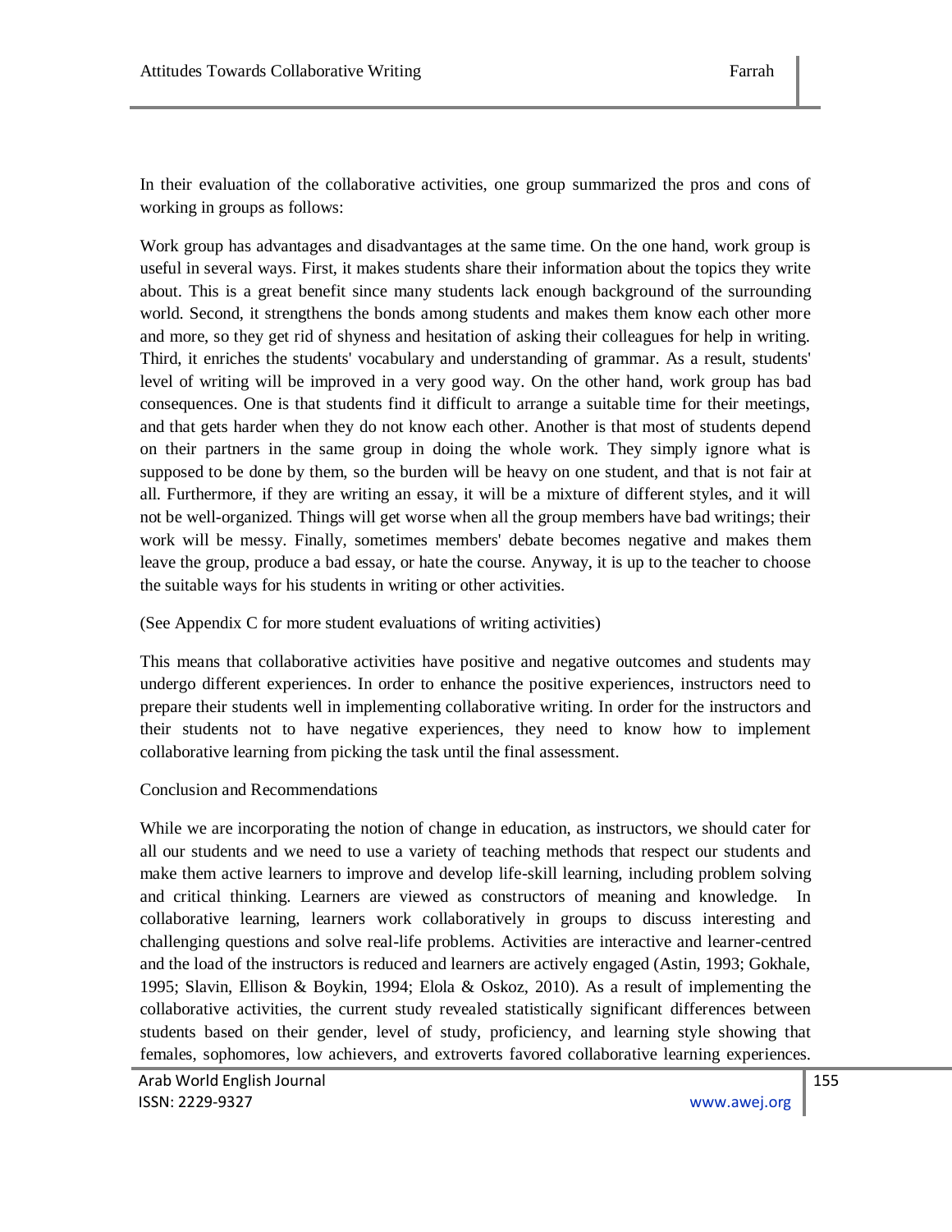In their evaluation of the collaborative activities, one group summarized the pros and cons of working in groups as follows:

Work group has advantages and disadvantages at the same time. On the one hand, work group is useful in several ways. First, it makes students share their information about the topics they write about. This is a great benefit since many students lack enough background of the surrounding world. Second, it strengthens the bonds among students and makes them know each other more and more, so they get rid of shyness and hesitation of asking their colleagues for help in writing. Third, it enriches the students' vocabulary and understanding of grammar. As a result, students' level of writing will be improved in a very good way. On the other hand, work group has bad consequences. One is that students find it difficult to arrange a suitable time for their meetings, and that gets harder when they do not know each other. Another is that most of students depend on their partners in the same group in doing the whole work. They simply ignore what is supposed to be done by them, so the burden will be heavy on one student, and that is not fair at all. Furthermore, if they are writing an essay, it will be a mixture of different styles, and it will not be well-organized. Things will get worse when all the group members have bad writings; their work will be messy. Finally, sometimes members' debate becomes negative and makes them leave the group, produce a bad essay, or hate the course. Anyway, it is up to the teacher to choose the suitable ways for his students in writing or other activities.

(See Appendix C for more student evaluations of writing activities)

This means that collaborative activities have positive and negative outcomes and students may undergo different experiences. In order to enhance the positive experiences, instructors need to prepare their students well in implementing collaborative writing. In order for the instructors and their students not to have negative experiences, they need to know how to implement collaborative learning from picking the task until the final assessment.

## Conclusion and Recommendations

While we are incorporating the notion of change in education, as instructors, we should cater for all our students and we need to use a variety of teaching methods that respect our students and make them active learners to improve and develop life-skill learning, including problem solving and critical thinking. Learners are viewed as constructors of meaning and knowledge. In collaborative learning, learners work collaboratively in groups to discuss interesting and challenging questions and solve real-life problems. Activities are interactive and learner-centred and the load of the instructors is reduced and learners are actively engaged (Astin, 1993; Gokhale, 1995; Slavin, Ellison & Boykin, 1994; Elola & Oskoz, 2010). As a result of implementing the collaborative activities, the current study revealed statistically significant differences between students based on their gender, level of study, proficiency, and learning style showing that females, sophomores, low achievers, and extroverts favored collaborative learning experiences.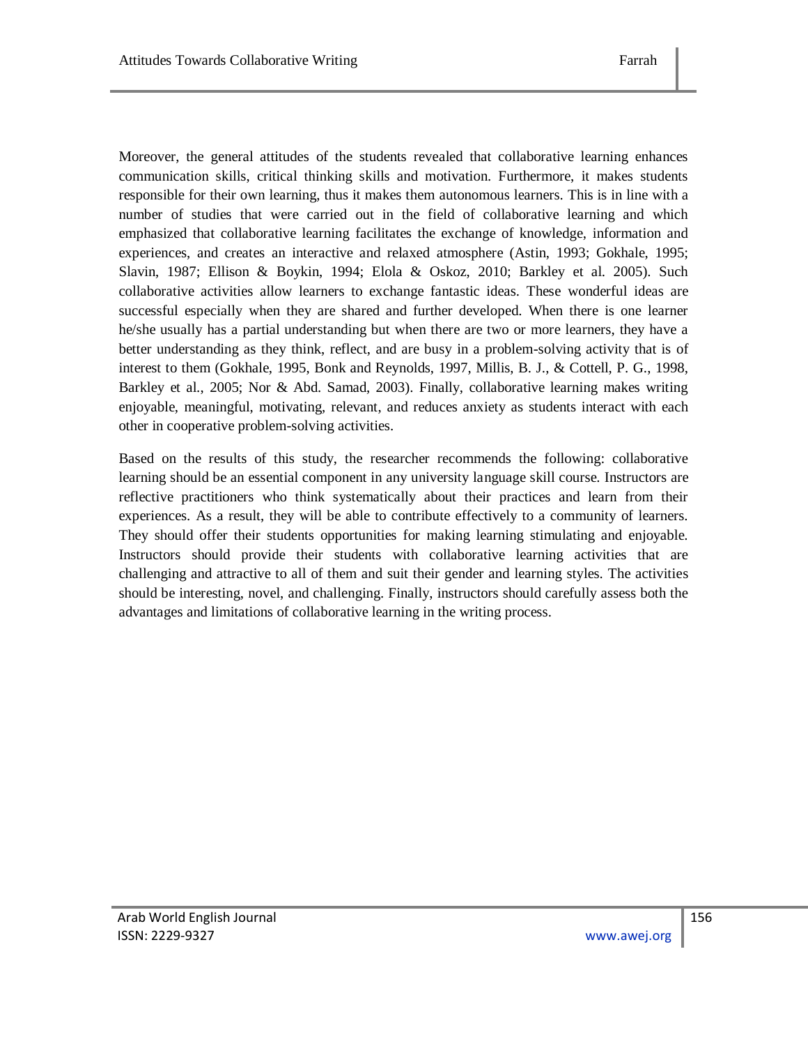Moreover, the general attitudes of the students revealed that collaborative learning enhances communication skills, critical thinking skills and motivation. Furthermore, it makes students responsible for their own learning, thus it makes them autonomous learners. This is in line with a number of studies that were carried out in the field of collaborative learning and which emphasized that collaborative learning facilitates the exchange of knowledge, information and experiences, and creates an interactive and relaxed atmosphere (Astin, 1993; Gokhale, 1995; Slavin, 1987; Ellison & Boykin, 1994; Elola & Oskoz, 2010; Barkley et al. 2005). Such collaborative activities allow learners to exchange fantastic ideas. These wonderful ideas are successful especially when they are shared and further developed. When there is one learner he/she usually has a partial understanding but when there are two or more learners, they have a better understanding as they think, reflect, and are busy in a problem-solving activity that is of interest to them (Gokhale, 1995, Bonk and Reynolds, 1997, Millis, B. J., & Cottell, P. G., 1998, Barkley et al., 2005; Nor & Abd. Samad, 2003). Finally, collaborative learning makes writing enjoyable, meaningful, motivating, relevant, and reduces anxiety as students interact with each other in cooperative problem-solving activities.

Based on the results of this study, the researcher recommends the following: collaborative learning should be an essential component in any university language skill course. Instructors are reflective practitioners who think systematically about their practices and learn from their experiences. As a result, they will be able to contribute effectively to a community of learners. They should offer their students opportunities for making learning stimulating and enjoyable. Instructors should provide their students with collaborative learning activities that are challenging and attractive to all of them and suit their gender and learning styles. The activities should be interesting, novel, and challenging. Finally, instructors should carefully assess both the advantages and limitations of collaborative learning in the writing process.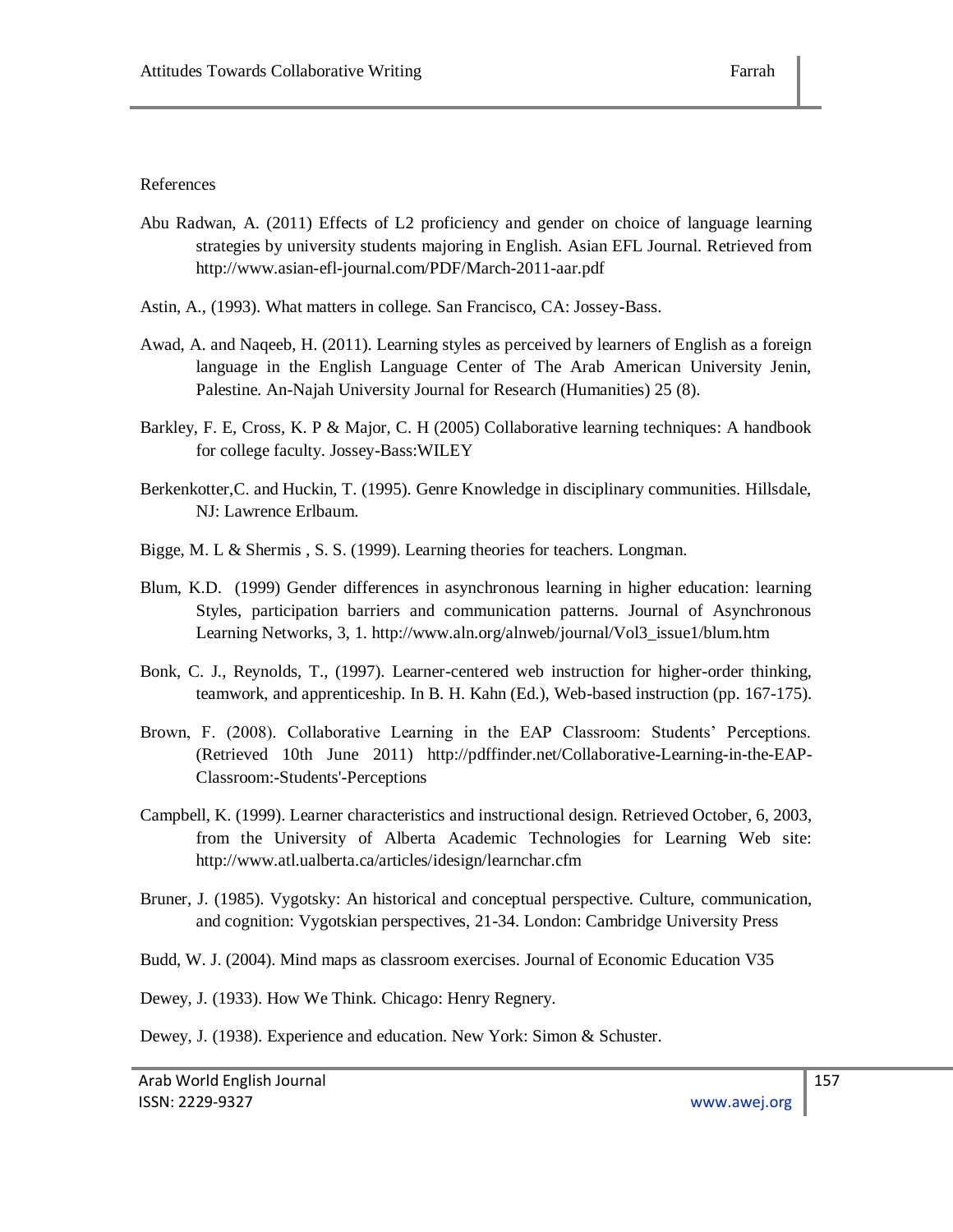References

Abu Radwan, A. (2011) Effects of L2 proficiency and gender on choice of language learning strategies by university students majoring in English. Asian EFL Journal. Retrieved from http://www.asian-efl-journal.com/PDF/March-2011-aar.pdf

Astin, A., (1993). What matters in college. San Francisco, CA: Jossey-Bass.

Awad, A. and Naqeeb, H. (2011). Learning styles as perceived by learners of English as a foreign language in the English Language Center of The Arab American University Jenin, Palestine. An-Najah University Journal for Research (Humanities) 25 (8).

Barkley, F. E, Cross, K. P & Major, C. H (2005) Collaborative learning techniques: A handbook for college faculty. Jossey-Bass:WILEY

Berkenkotter,C. and Huckin, T. (1995). Genre Knowledge in disciplinary communities. Hillsdale, NJ: Lawrence Erlbaum.

Bigge, M. L & Shermis , S. S. (1999). Learning theories for teachers. Longman.

Blum, K.D. (1999) Gender differences in asynchronous learning in higher education: learning Styles, participation barriers and communication patterns. Journal of Asynchronous Learning Networks, 3, 1. http://www.aln.org/alnweb/journal/Vol3_issue1/blum.htm

Bonk, C. J., Reynolds, T., (1997). Learner-centered web instruction for higher-order thinking, teamwork, and apprenticeship. In B. H. Kahn (Ed.), Web-based instruction (pp. 167-175).

Brown, F. (2008). Collaborative Learning in the EAP Classroom: Students' Perceptions. (Retrieved 10th June 2011) http://pdffinder.net/Collaborative-Learning-in-the-EAP-Classroom:-Students'-Perceptions

Campbell, K. (1999). Learner characteristics and instructional design. Retrieved October, 6, 2003, from the University of Alberta Academic Technologies for Learning Web site: http://www.atl.ualberta.ca/articles/idesign/learnchar.cfm

Bruner, J. (1985). Vygotsky: An historical and conceptual perspective. Culture, communication, and cognition: Vygotskian perspectives, 21-34. London: Cambridge University Press

Budd, W. J. (2004). Mind maps as classroom exercises. Journal of Economic Education V35

Dewey, J. (1933). How We Think. Chicago: Henry Regnery.

Dewey, J. (1938). Experience and education. New York: Simon & Schuster.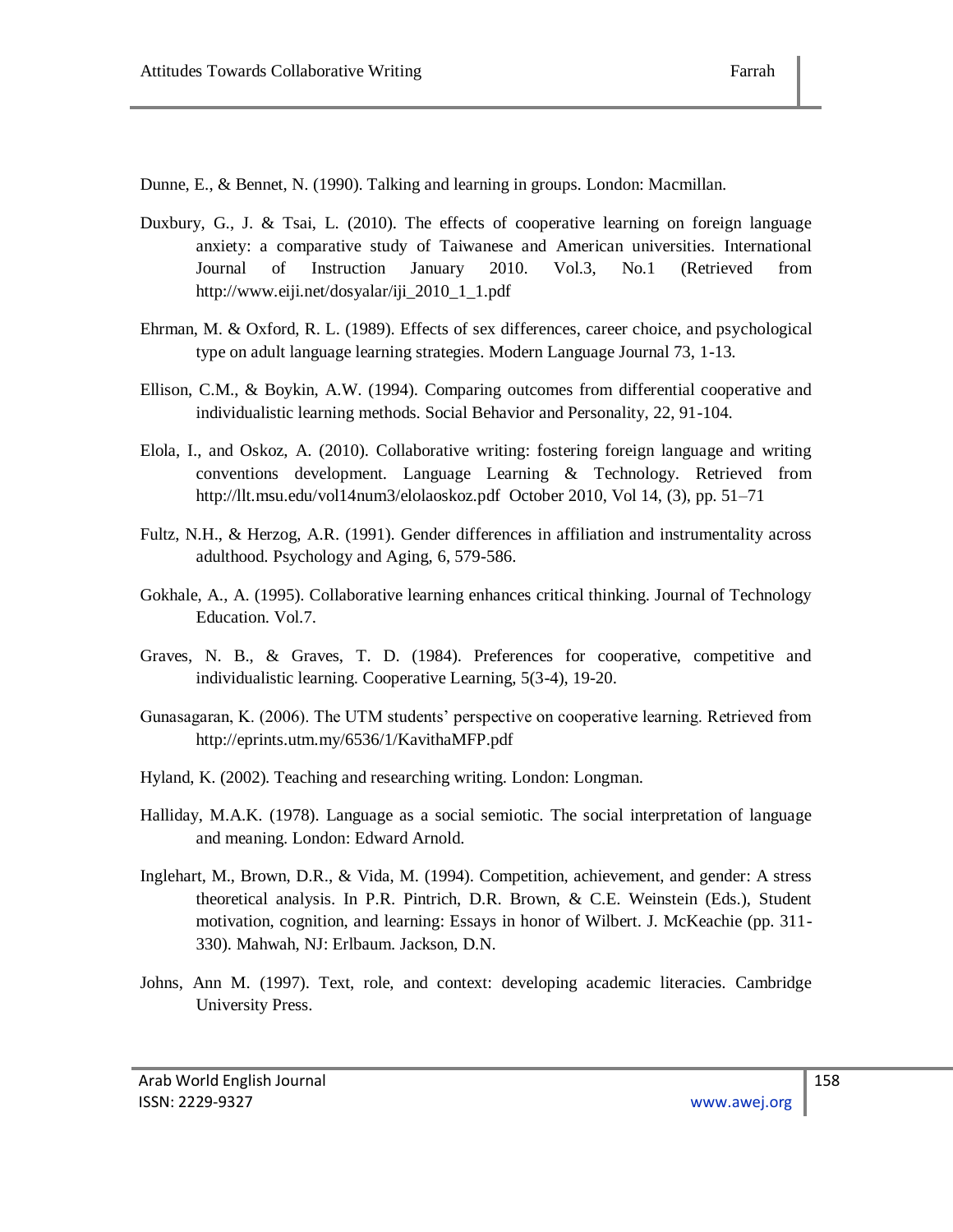Dunne, E., & Bennet, N. (1990). Talking and learning in groups. London: Macmillan.

Duxbury, G., J. & Tsai, L. (2010). The effects of cooperative learning on foreign language anxiety: a comparative study of Taiwanese and American universities. International Journal of Instruction January 2010. Vol.3, No.1 (Retrieved from http://www.eiji.net/dosyalar/iji_2010_1_1.pdf

Ehrman, M. & Oxford, R. L. (1989). Effects of sex differences, career choice, and psychological type on adult language learning strategies. Modern Language Journal 73, 1-13.

Ellison, C.M., & Boykin, A.W. (1994). Comparing outcomes from differential cooperative and individualistic learning methods. Social Behavior and Personality, 22, 91-104.

Elola, I., and Oskoz, A. (2010). Collaborative writing: fostering foreign language and writing conventions development. Language Learning & Technology. Retrieved from http://llt.msu.edu/vol14num3/elolaoskoz.pdf October 2010, Vol 14, (3), pp. 51–71

Fultz, N.H., & Herzog, A.R. (1991). Gender differences in affiliation and instrumentality across adulthood. Psychology and Aging, 6, 579-586.

Gokhale, A., A. (1995). Collaborative learning enhances critical thinking. Journal of Technology Education. Vol.7.

Graves, N. B., & Graves, T. D. (1984). Preferences for cooperative, competitive and individualistic learning. Cooperative Learning, 5(3-4), 19-20.

Gunasagaran, K. (2006). The UTM students' perspective on cooperative learning. Retrieved from http://eprints.utm.my/6536/1/KavithaMFP.pdf

Hyland, K. (2002). Teaching and researching writing. London: Longman.

Halliday, M.A.K. (1978). Language as a social semiotic. The social interpretation of language and meaning. London: Edward Arnold.

Inglehart, M., Brown, D.R., & Vida, M. (1994). Competition, achievement, and gender: A stress theoretical analysis. In P.R. Pintrich, D.R. Brown, & C.E. Weinstein (Eds.), Student motivation, cognition, and learning: Essays in honor of Wilbert. J. McKeachie (pp. 311-330). Mahwah, NJ: Erlbaum. Jackson, D.N.

Johns, Ann M. (1997). Text, role, and context: developing academic literacies. Cambridge University Press.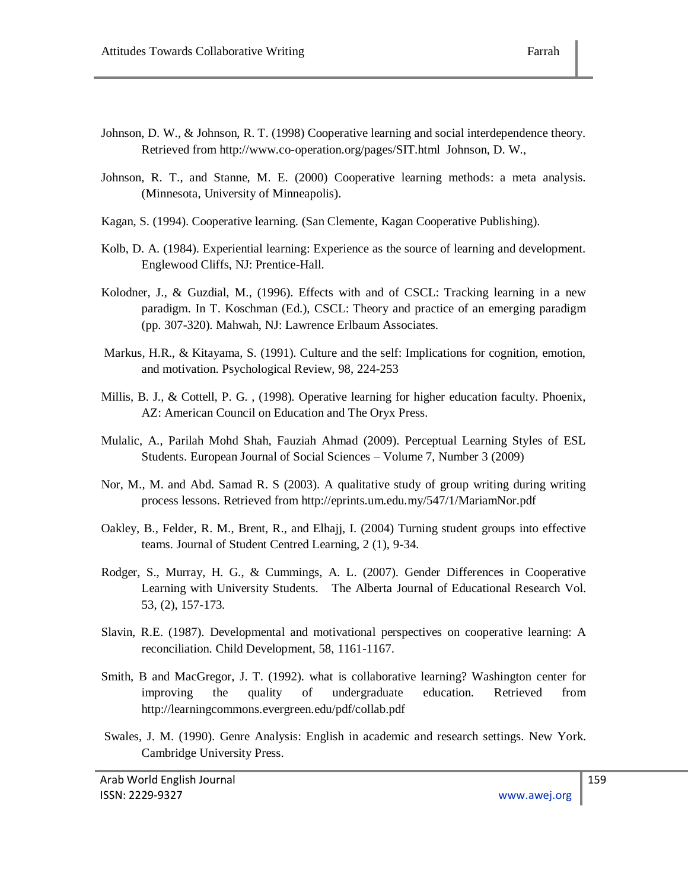Johnson, D. W., & Johnson, R. T. (1998) Cooperative learning and social interdependence theory. Retrieved from http://www.co-operation.org/pages/SIT.html Johnson, D. W.,

Johnson, R. T., and Stanne, M. E. (2000) Cooperative learning methods: a meta analysis. (Minnesota, University of Minneapolis).

Kagan, S. (1994). Cooperative learning. (San Clemente, Kagan Cooperative Publishing).

Kolb, D. A. (1984). Experiential learning: Experience as the source of learning and development. Englewood Cliffs, NJ: Prentice-Hall.

Kolodner, J., & Guzdial, M., (1996). Effects with and of CSCL: Tracking learning in a new paradigm. In T. Koschman (Ed.), CSCL: Theory and practice of an emerging paradigm (pp. 307-320). Mahwah, NJ: Lawrence Erlbaum Associates.

Markus, H.R., & Kitayama, S. (1991). Culture and the self: Implications for cognition, emotion, and motivation. Psychological Review, 98, 224-253

Millis, B. J., & Cottell, P. G. , (1998). Operative learning for higher education faculty. Phoenix, AZ: American Council on Education and The Oryx Press.

Mulalic, A., Parilah Mohd Shah, Fauziah Ahmad (2009). Perceptual Learning Styles of ESL Students. European Journal of Social Sciences – Volume 7, Number 3 (2009)

Nor, M., M. and Abd. Samad R. S (2003). A qualitative study of group writing during writing process lessons. Retrieved from http://eprints.um.edu.my/547/1/MariamNor.pdf

Oakley, B., Felder, R. M., Brent, R., and Elhajj, I. (2004) Turning student groups into effective teams. Journal of Student Centred Learning, 2 (1), 9-34.

Rodger, S., Murray, H. G., & Cummings, A. L. (2007). Gender Differences in Cooperative Learning with University Students. The Alberta Journal of Educational Research Vol. 53, (2), 157-173.

Slavin, R.E. (1987). Developmental and motivational perspectives on cooperative learning: A reconciliation. Child Development, 58, 1161-1167.

Smith, B and MacGregor, J. T. (1992). what is collaborative learning? Washington center for improving the quality of undergraduate education. Retrieved from http://learningcommons.evergreen.edu/pdf/collab.pdf

Swales, J. M. (1990). Genre Analysis: English in academic and research settings. New York. Cambridge University Press.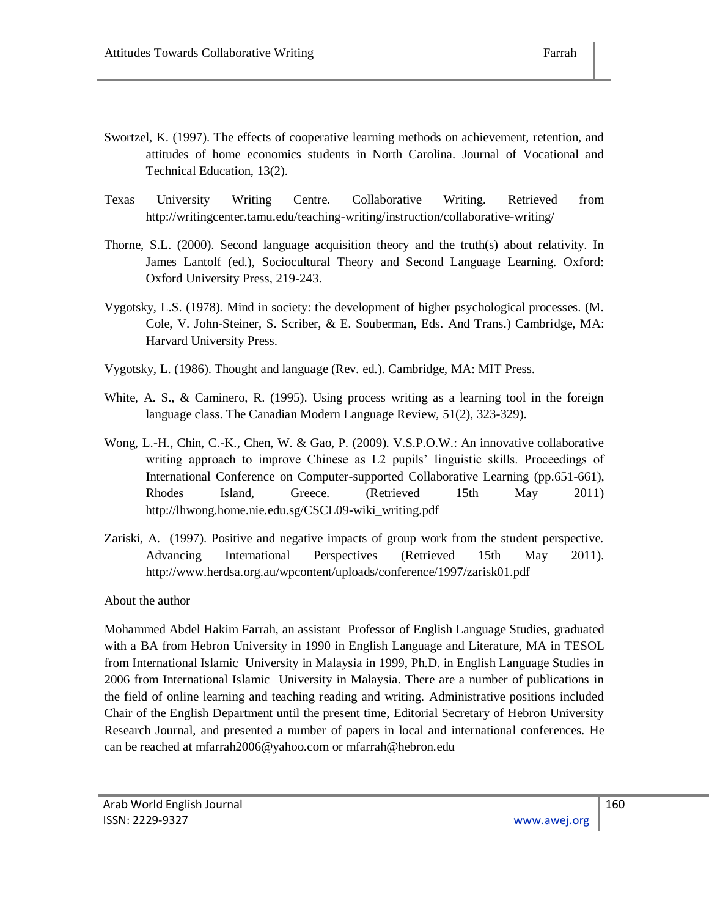Swortzel, K. (1997). The effects of cooperative learning methods on achievement, retention, and attitudes of home economics students in North Carolina. Journal of Vocational and Technical Education, 13(2).

Texas University Writing Centre. Collaborative Writing. Retrieved from http://writingcenter.tamu.edu/teaching-writing/instruction/collaborative-writing/

Thorne, S.L. (2000). Second language acquisition theory and the truth(s) about relativity. In James Lantolf (ed.), Sociocultural Theory and Second Language Learning. Oxford: Oxford University Press, 219-243.

Vygotsky, L.S. (1978). Mind in society: the development of higher psychological processes. (M. Cole, V. John-Steiner, S. Scriber, & E. Souberman, Eds. And Trans.) Cambridge, MA: Harvard University Press.

Vygotsky, L. (1986). Thought and language (Rev. ed.). Cambridge, MA: MIT Press.

White, A. S., & Caminero, R. (1995). Using process writing as a learning tool in the foreign language class. The Canadian Modern Language Review, 51(2), 323-329).

Wong, L.-H., Chin, C.-K., Chen, W. & Gao, P. (2009). V.S.P.O.W.: An innovative collaborative writing approach to improve Chinese as L2 pupils' linguistic skills. Proceedings of International Conference on Computer-supported Collaborative Learning (pp.651-661), Rhodes Island, Greece. (Retrieved 15th May 2011) http://lhwong.home.nie.edu.sg/CSCL09-wiki_writing.pdf

Zariski, A. (1997). Positive and negative impacts of group work from the student perspective. Advancing International Perspectives (Retrieved 15th May 2011). http://www.herdsa.org.au/wpcontent/uploads/conference/1997/zarisk01.pdf

About the author

Mohammed Abdel Hakim Farrah, an assistant Professor of English Language Studies, graduated with a BA from Hebron University in 1990 in English Language and Literature, MA in TESOL from International Islamic University in Malaysia in 1999, Ph.D. in English Language Studies in 2006 from International Islamic University in Malaysia. There are a number of publications in the field of online learning and teaching reading and writing. Administrative positions included Chair of the English Department until the present time, Editorial Secretary of Hebron University Research Journal, and presented a number of papers in local and international conferences. He can be reached at mfarrah2006@yahoo.com or mfarrah@hebron.edu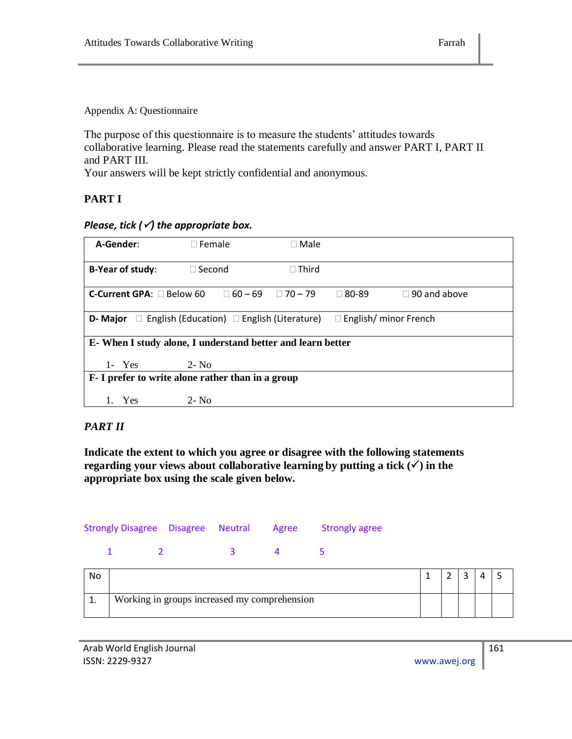Appendix A: Questionnaire

The purpose of this questionnaire is to measure the students' attitudes towards collaborative learning. Please read the statements carefully and answer PART I, PART II and PART III.
Your answers will be kept strictly confidential and anonymous.

## PART I

***Please, tick (✓) the appropriate box.***

| | | | | | |
|---|---|---|---|---|---|
| **A-Gender**: | ☐ Female | ☐ Male | | | |
| **B-Year of study**: | ☐ Second | ☐ Third | | | |
| **C-Current GPA**: | ☐ Below 60 | ☐ 60 – 69 | ☐ 70 – 79 | ☐ 80-89 | ☐ 90 and above |
| **D- Major** | ☐ English (Education) | ☐ English (Literature) | ☐ English/ minor French | | |
| **E- When I study alone, I understand better and learn better** | | | | | |
| 1- Yes | 2- No | | | | |
| **F- I prefer to write alone rather than in a group** | | | | | |
| 1. Yes | 2- No | | | | |

## *PART II*

**Indicate the extent to which you agree or disagree with the following statements regarding your views about collaborative learning by putting a tick (✓) in the appropriate box using the scale given below.**

| Strongly Disagree | Disagree | Neutral | Agree | Strongly agree |
|---|---|---|---|---|
| 1 | 2 | 3 | 4 | 5 |

| No | | 1 | 2 | 3 | 4 | 5 |
|---|---|---|---|---|---|---|
| 1. | Working in groups increased my comprehension | | | | | |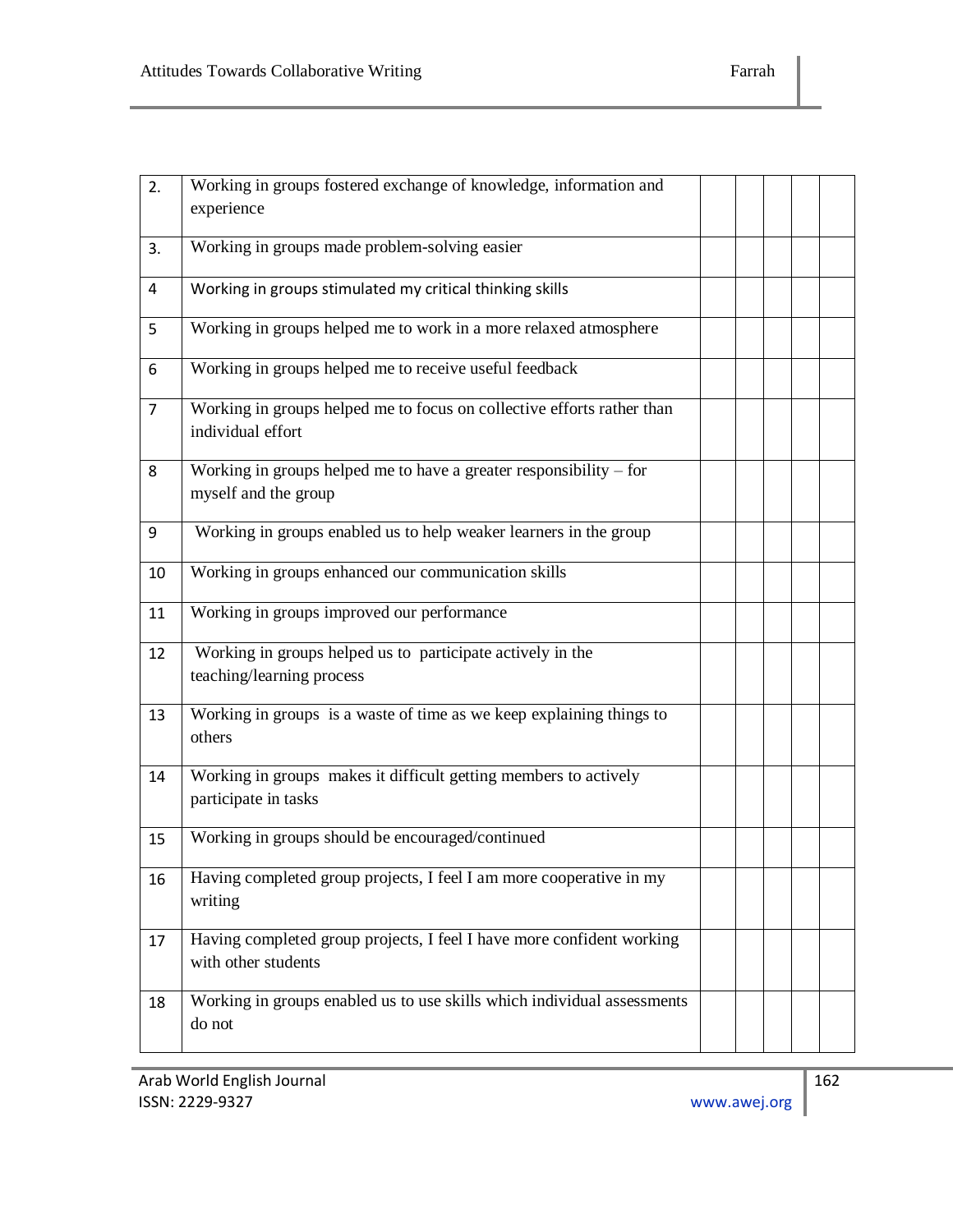| | | | | | | |
|---|---|---|---|---|---|---|
| 2. | Working in groups fostered exchange of knowledge, information and experience | | | | | |
| 3. | Working in groups made problem-solving easier | | | | | |
| 4 | Working in groups stimulated my critical thinking skills | | | | | |
| 5 | Working in groups helped me to work in a more relaxed atmosphere | | | | | |
| 6 | Working in groups helped me to receive useful feedback | | | | | |
| 7 | Working in groups helped me to focus on collective efforts rather than individual effort | | | | | |
| 8 | Working in groups helped me to have a greater responsibility – for myself and the group | | | | | |
| 9 | Working in groups enabled us to help weaker learners in the group | | | | | |
| 10 | Working in groups enhanced our communication skills | | | | | |
| 11 | Working in groups improved our performance | | | | | |
| 12 | Working in groups helped us to participate actively in the teaching/learning process | | | | | |
| 13 | Working in groups is a waste of time as we keep explaining things to others | | | | | |
| 14 | Working in groups makes it difficult getting members to actively participate in tasks | | | | | |
| 15 | Working in groups should be encouraged/continued | | | | | |
| 16 | Having completed group projects, I feel I am more cooperative in my writing | | | | | |
| 17 | Having completed group projects, I feel I have more confident working with other students | | | | | |
| 18 | Working in groups enabled us to use skills which individual assessments do not | | | | | |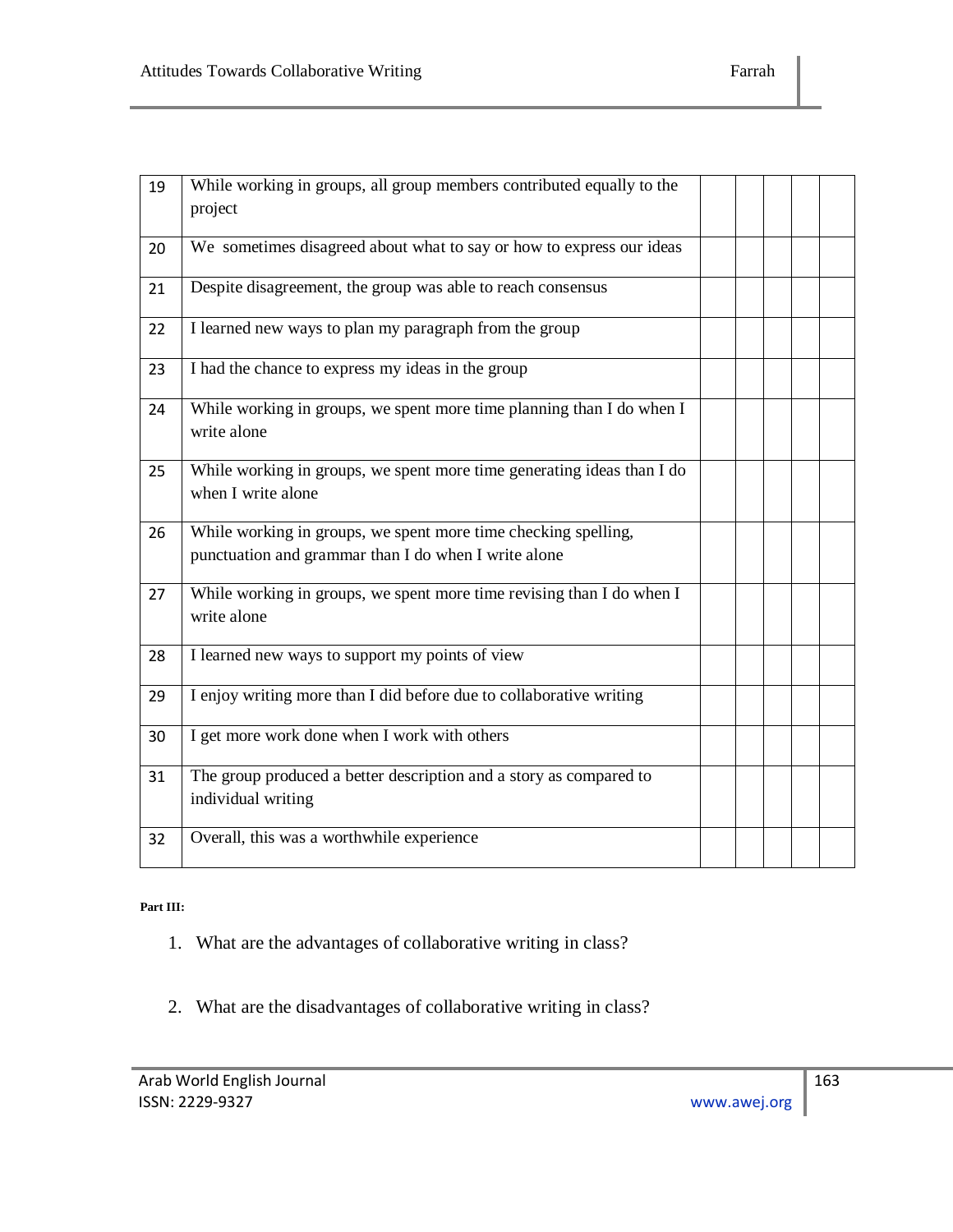| | | | | | | |
|---|---|---|---|---|---|---|
| 19 | While working in groups, all group members contributed equally to the project | | | | | |
| 20 | We sometimes disagreed about what to say or how to express our ideas | | | | | |
| 21 | Despite disagreement, the group was able to reach consensus | | | | | |
| 22 | I learned new ways to plan my paragraph from the group | | | | | |
| 23 | I had the chance to express my ideas in the group | | | | | |
| 24 | While working in groups, we spent more time planning than I do when I write alone | | | | | |
| 25 | While working in groups, we spent more time generating ideas than I do when I write alone | | | | | |
| 26 | While working in groups, we spent more time checking spelling, punctuation and grammar than I do when I write alone | | | | | |
| 27 | While working in groups, we spent more time revising than I do when I write alone | | | | | |
| 28 | I learned new ways to support my points of view | | | | | |
| 29 | I enjoy writing more than I did before due to collaborative writing | | | | | |
| 30 | I get more work done when I work with others | | | | | |
| 31 | The group produced a better description and a story as compared to individual writing | | | | | |
| 32 | Overall, this was a worthwhile experience | | | | | |

**Part III:**

1. What are the advantages of collaborative writing in class?

2. What are the disadvantages of collaborative writing in class?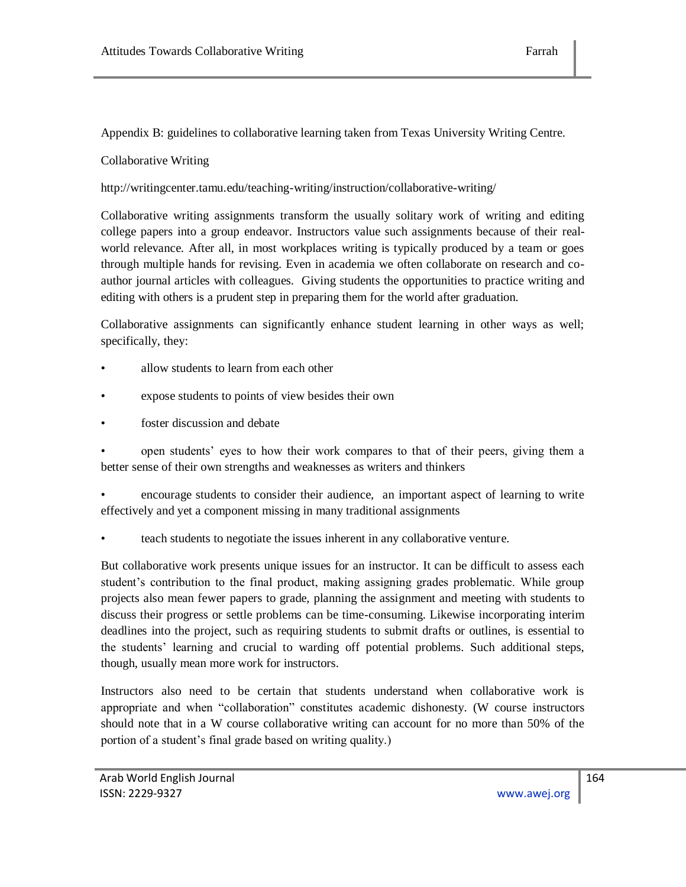Appendix B: guidelines to collaborative learning taken from Texas University Writing Centre.

Collaborative Writing

http://writingcenter.tamu.edu/teaching-writing/instruction/collaborative-writing/

Collaborative writing assignments transform the usually solitary work of writing and editing college papers into a group endeavor. Instructors value such assignments because of their real-world relevance. After all, in most workplaces writing is typically produced by a team or goes through multiple hands for revising. Even in academia we often collaborate on research and co-author journal articles with colleagues. Giving students the opportunities to practice writing and editing with others is a prudent step in preparing them for the world after graduation.

Collaborative assignments can significantly enhance student learning in other ways as well; specifically, they:

- allow students to learn from each other
- expose students to points of view besides their own
- foster discussion and debate
- open students' eyes to how their work compares to that of their peers, giving them a better sense of their own strengths and weaknesses as writers and thinkers
- encourage students to consider their audience, an important aspect of learning to write effectively and yet a component missing in many traditional assignments
- teach students to negotiate the issues inherent in any collaborative venture.

But collaborative work presents unique issues for an instructor. It can be difficult to assess each student's contribution to the final product, making assigning grades problematic. While group projects also mean fewer papers to grade, planning the assignment and meeting with students to discuss their progress or settle problems can be time-consuming. Likewise incorporating interim deadlines into the project, such as requiring students to submit drafts or outlines, is essential to the students' learning and crucial to warding off potential problems. Such additional steps, though, usually mean more work for instructors.

Instructors also need to be certain that students understand when collaborative work is appropriate and when "collaboration" constitutes academic dishonesty. (W course instructors should note that in a W course collaborative writing can account for no more than 50% of the portion of a student's final grade based on writing quality.)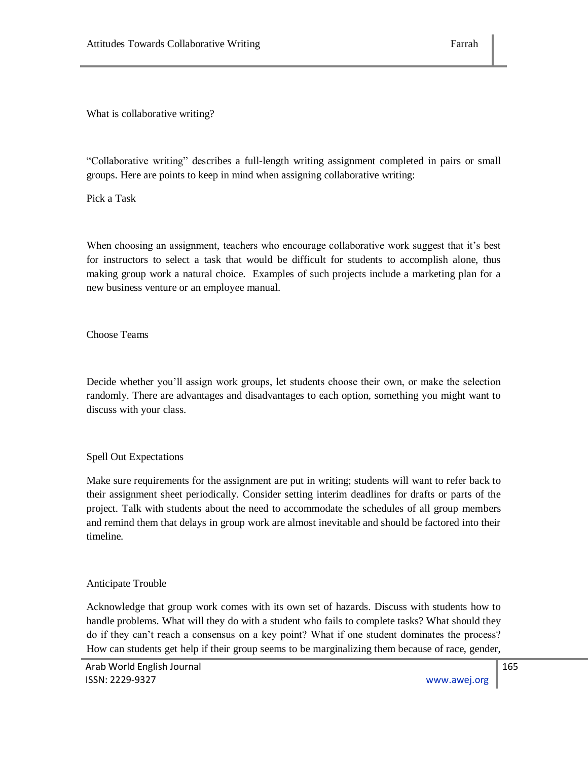What is collaborative writing?

"Collaborative writing" describes a full-length writing assignment completed in pairs or small groups. Here are points to keep in mind when assigning collaborative writing:

Pick a Task

When choosing an assignment, teachers who encourage collaborative work suggest that it's best for instructors to select a task that would be difficult for students to accomplish alone, thus making group work a natural choice. Examples of such projects include a marketing plan for a new business venture or an employee manual.

Choose Teams

Decide whether you'll assign work groups, let students choose their own, or make the selection randomly. There are advantages and disadvantages to each option, something you might want to discuss with your class.

Spell Out Expectations

Make sure requirements for the assignment are put in writing; students will want to refer back to their assignment sheet periodically. Consider setting interim deadlines for drafts or parts of the project. Talk with students about the need to accommodate the schedules of all group members and remind them that delays in group work are almost inevitable and should be factored into their timeline.

Anticipate Trouble

Acknowledge that group work comes with its own set of hazards. Discuss with students how to handle problems. What will they do with a student who fails to complete tasks? What should they do if they can't reach a consensus on a key point? What if one student dominates the process? How can students get help if their group seems to be marginalizing them because of race, gender,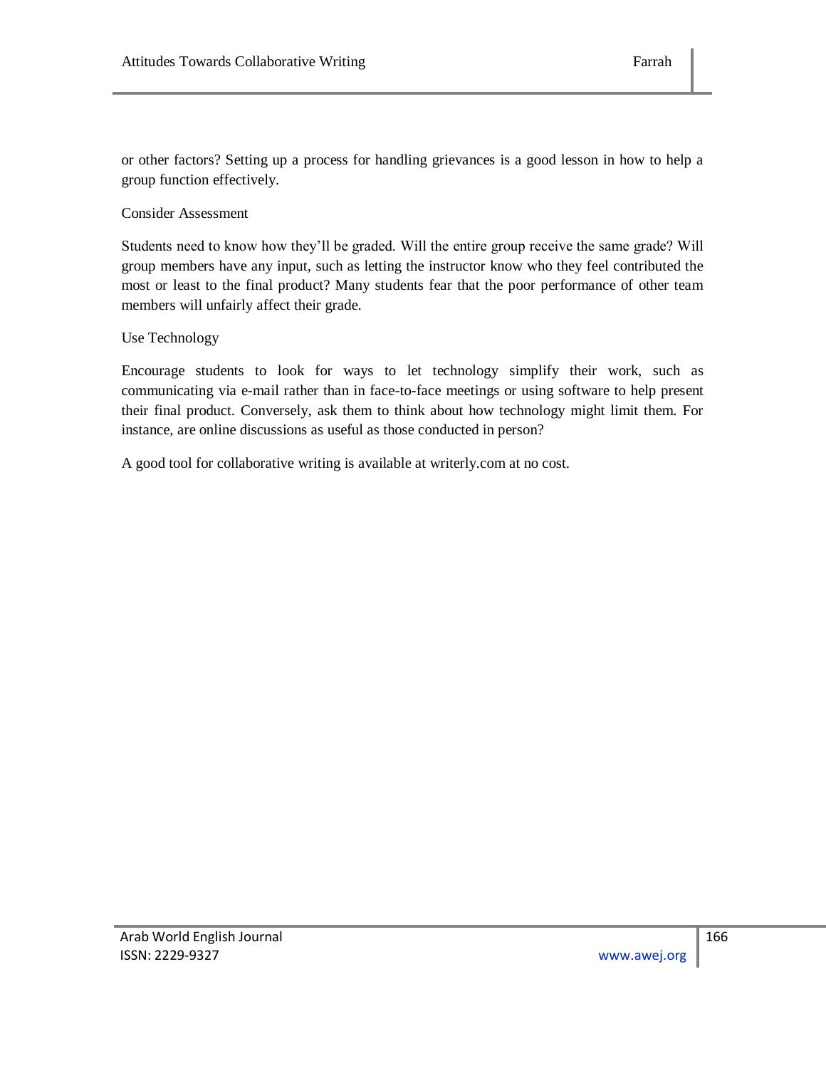or other factors? Setting up a process for handling grievances is a good lesson in how to help a group function effectively.

### Consider Assessment

Students need to know how they'll be graded. Will the entire group receive the same grade? Will group members have any input, such as letting the instructor know who they feel contributed the most or least to the final product? Many students fear that the poor performance of other team members will unfairly affect their grade.

### Use Technology

Encourage students to look for ways to let technology simplify their work, such as communicating via e-mail rather than in face-to-face meetings or using software to help present their final product. Conversely, ask them to think about how technology might limit them. For instance, are online discussions as useful as those conducted in person?

A good tool for collaborative writing is available at writerly.com at no cost.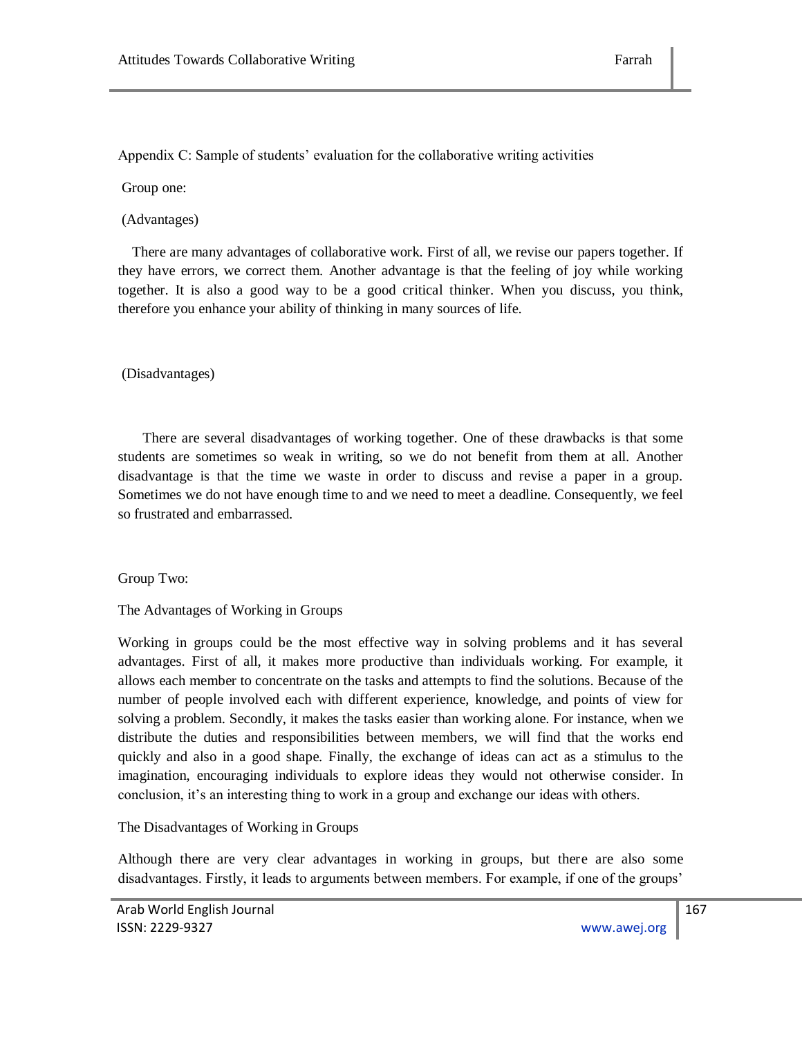Appendix C: Sample of students' evaluation for the collaborative writing activities

Group one:

(Advantages)

There are many advantages of collaborative work. First of all, we revise our papers together. If they have errors, we correct them. Another advantage is that the feeling of joy while working together. It is also a good way to be a good critical thinker. When you discuss, you think, therefore you enhance your ability of thinking in many sources of life.

(Disadvantages)

There are several disadvantages of working together. One of these drawbacks is that some students are sometimes so weak in writing, so we do not benefit from them at all. Another disadvantage is that the time we waste in order to discuss and revise a paper in a group. Sometimes we do not have enough time to and we need to meet a deadline. Consequently, we feel so frustrated and embarrassed.

Group Two:

The Advantages of Working in Groups

Working in groups could be the most effective way in solving problems and it has several advantages. First of all, it makes more productive than individuals working. For example, it allows each member to concentrate on the tasks and attempts to find the solutions. Because of the number of people involved each with different experience, knowledge, and points of view for solving a problem. Secondly, it makes the tasks easier than working alone. For instance, when we distribute the duties and responsibilities between members, we will find that the works end quickly and also in a good shape. Finally, the exchange of ideas can act as a stimulus to the imagination, encouraging individuals to explore ideas they would not otherwise consider. In conclusion, it's an interesting thing to work in a group and exchange our ideas with others.

The Disadvantages of Working in Groups

Although there are very clear advantages in working in groups, but there are also some disadvantages. Firstly, it leads to arguments between members. For example, if one of the groups'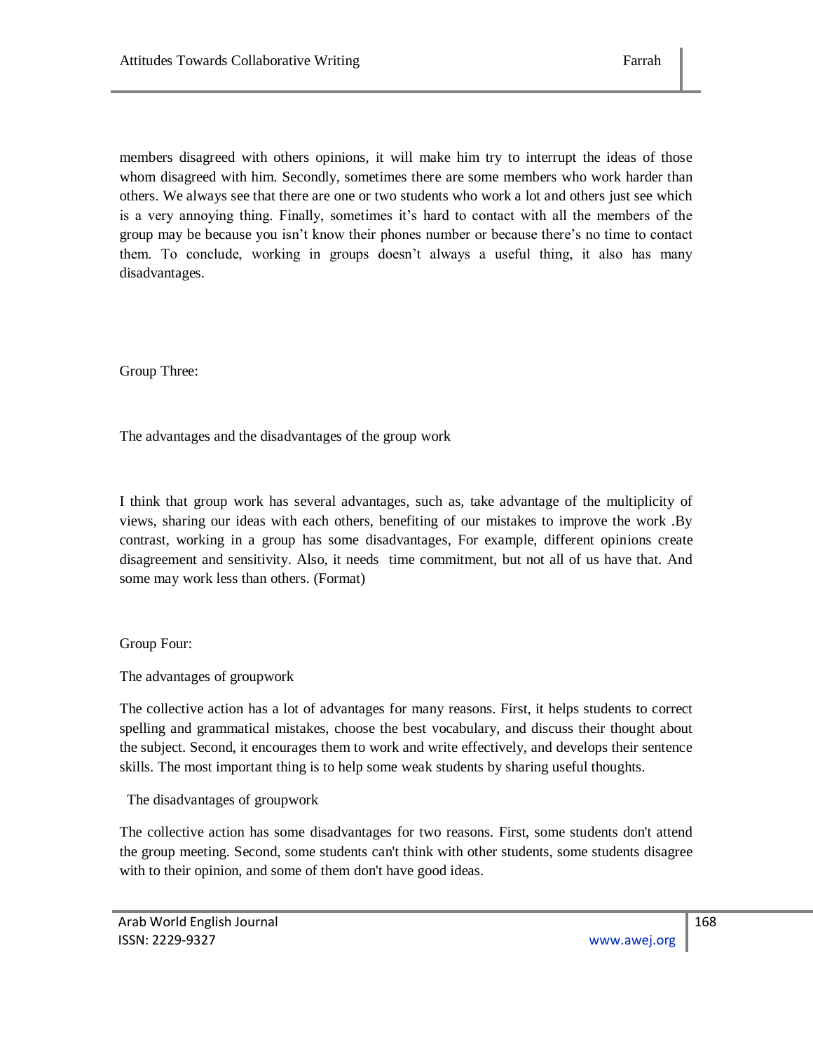members disagreed with others opinions, it will make him try to interrupt the ideas of those whom disagreed with him. Secondly, sometimes there are some members who work harder than others. We always see that there are one or two students who work a lot and others just see which is a very annoying thing. Finally, sometimes it's hard to contact with all the members of the group may be because you isn't know their phones number or because there's no time to contact them. To conclude, working in groups doesn't always a useful thing, it also has many disadvantages.

Group Three:

The advantages and the disadvantages of the group work

I think that group work has several advantages, such as, take advantage of the multiplicity of views, sharing our ideas with each others, benefiting of our mistakes to improve the work .By contrast, working in a group has some disadvantages, For example, different opinions create disagreement and sensitivity. Also, it needs time commitment, but not all of us have that. And some may work less than others. (Format)

Group Four:

The advantages of groupwork

The collective action has a lot of advantages for many reasons. First, it helps students to correct spelling and grammatical mistakes, choose the best vocabulary, and discuss their thought about the subject. Second, it encourages them to work and write effectively, and develops their sentence skills. The most important thing is to help some weak students by sharing useful thoughts.

The disadvantages of groupwork

The collective action has some disadvantages for two reasons. First, some students don't attend the group meeting. Second, some students can't think with other students, some students disagree with to their opinion, and some of them don't have good ideas.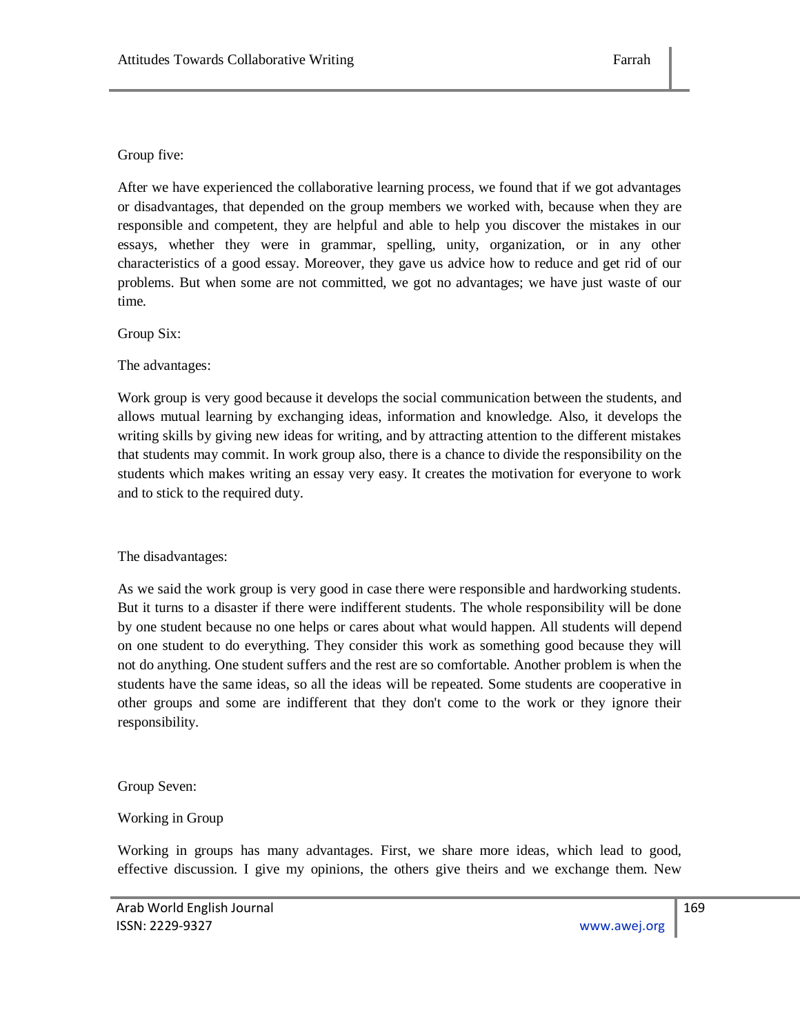Group five:

After we have experienced the collaborative learning process, we found that if we got advantages or disadvantages, that depended on the group members we worked with, because when they are responsible and competent, they are helpful and able to help you discover the mistakes in our essays, whether they were in grammar, spelling, unity, organization, or in any other characteristics of a good essay. Moreover, they gave us advice how to reduce and get rid of our problems. But when some are not committed, we got no advantages; we have just waste of our time.

Group Six:

The advantages:

Work group is very good because it develops the social communication between the students, and allows mutual learning by exchanging ideas, information and knowledge. Also, it develops the writing skills by giving new ideas for writing, and by attracting attention to the different mistakes that students may commit. In work group also, there is a chance to divide the responsibility on the students which makes writing an essay very easy. It creates the motivation for everyone to work and to stick to the required duty.

The disadvantages:

As we said the work group is very good in case there were responsible and hardworking students. But it turns to a disaster if there were indifferent students. The whole responsibility will be done by one student because no one helps or cares about what would happen. All students will depend on one student to do everything. They consider this work as something good because they will not do anything. One student suffers and the rest are so comfortable. Another problem is when the students have the same ideas, so all the ideas will be repeated. Some students are cooperative in other groups and some are indifferent that they don't come to the work or they ignore their responsibility.

Group Seven:

Working in Group

Working in groups has many advantages. First, we share more ideas, which lead to good, effective discussion. I give my opinions, the others give theirs and we exchange them. New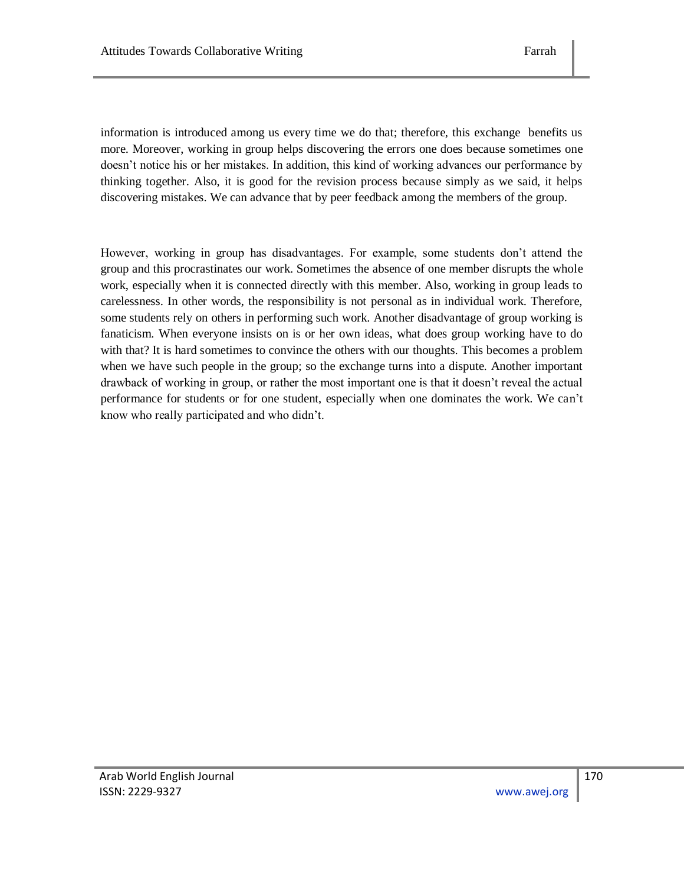information is introduced among us every time we do that; therefore, this exchange benefits us more. Moreover, working in group helps discovering the errors one does because sometimes one doesn't notice his or her mistakes. In addition, this kind of working advances our performance by thinking together. Also, it is good for the revision process because simply as we said, it helps discovering mistakes. We can advance that by peer feedback among the members of the group.

However, working in group has disadvantages. For example, some students don't attend the group and this procrastinates our work. Sometimes the absence of one member disrupts the whole work, especially when it is connected directly with this member. Also, working in group leads to carelessness. In other words, the responsibility is not personal as in individual work. Therefore, some students rely on others in performing such work. Another disadvantage of group working is fanaticism. When everyone insists on is or her own ideas, what does group working have to do with that? It is hard sometimes to convince the others with our thoughts. This becomes a problem when we have such people in the group; so the exchange turns into a dispute. Another important drawback of working in group, or rather the most important one is that it doesn't reveal the actual performance for students or for one student, especially when one dominates the work. We can't know who really participated and who didn't.